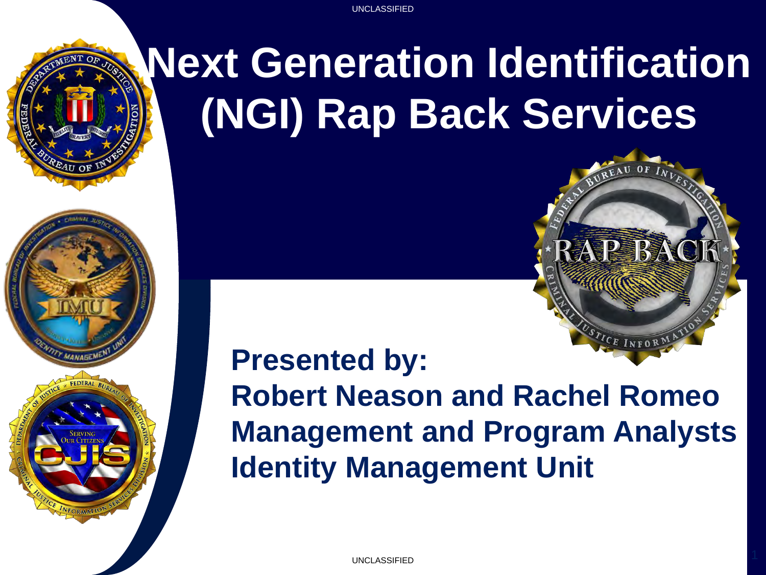# Next Generation Identification (NGI) Rap Back Services

**Presented by:**

**Robert Neason and Rachel Romeo**

**Management and Program Analysts**

**Identity Management Unit**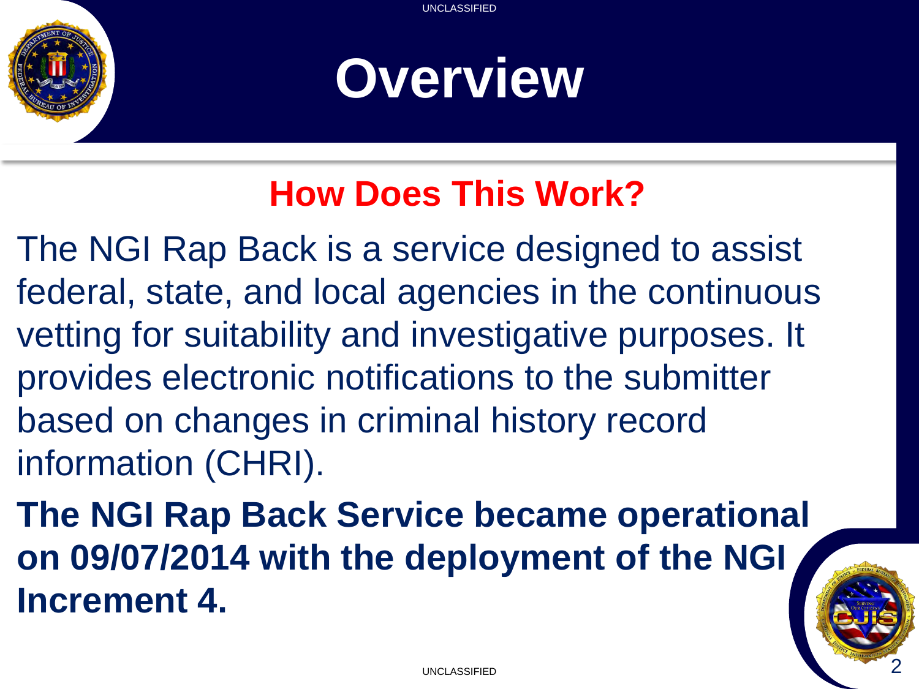# Overview

## How Does This Work?

The NGI Rap Back is a service designed to assist federal, state, and local agencies in the continuous vetting for suitability and investigative purposes. It provides electronic notifications to the submitter based on changes in criminal history record information (CHRI).

**The NGI Rap Back Service became operational on 09/07/2014 with the deployment of the NGI Increment 4.**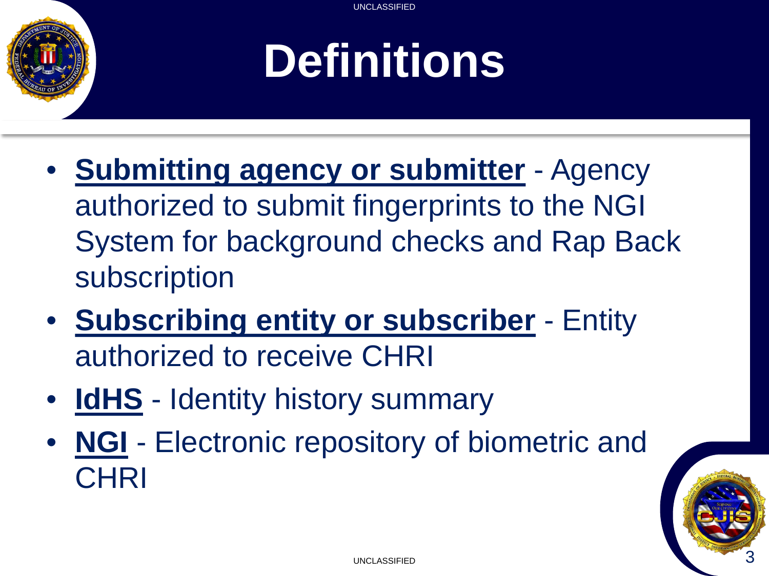# Definitions

- **Submitting agency or submitter** - Agency authorized to submit fingerprints to the NGI System for background checks and Rap Back subscription
- **Subscribing entity or subscriber** - Entity authorized to receive CHRI
- **IdHS** - Identity history summary
- **NGI** - Electronic repository of biometric and CHRI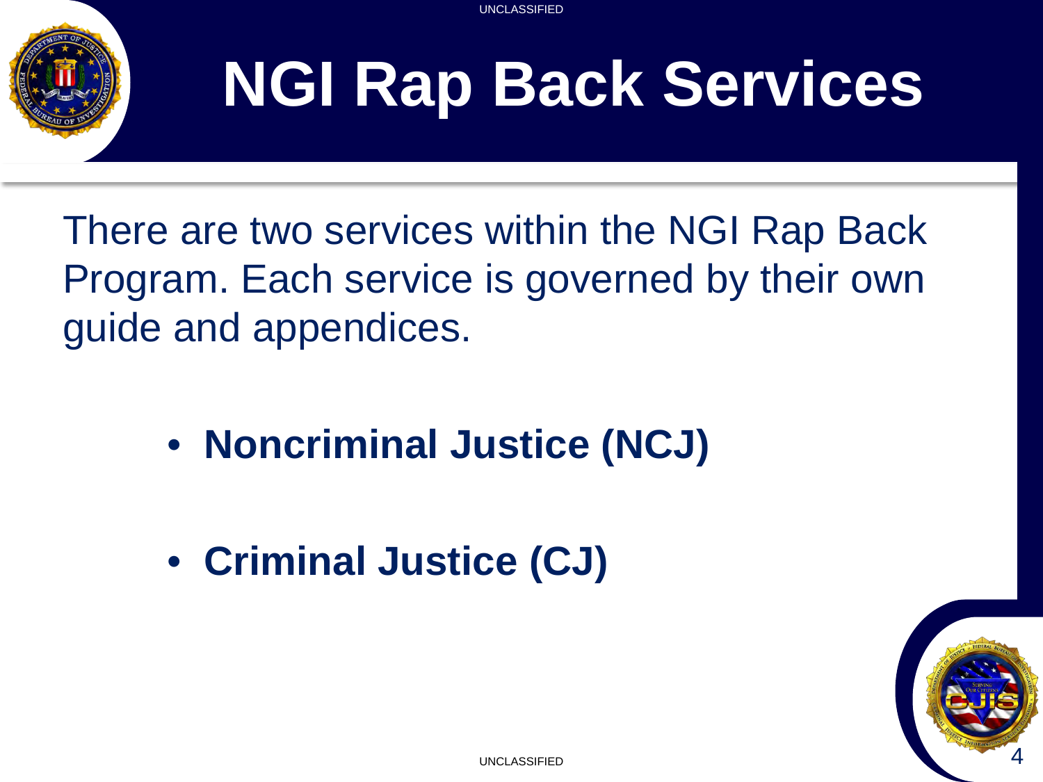# NGI Rap Back Services

There are two services within the NGI Rap Back Program. Each service is governed by their own guide and appendices.

- **Noncriminal Justice (NCJ)**
- **Criminal Justice (CJ)**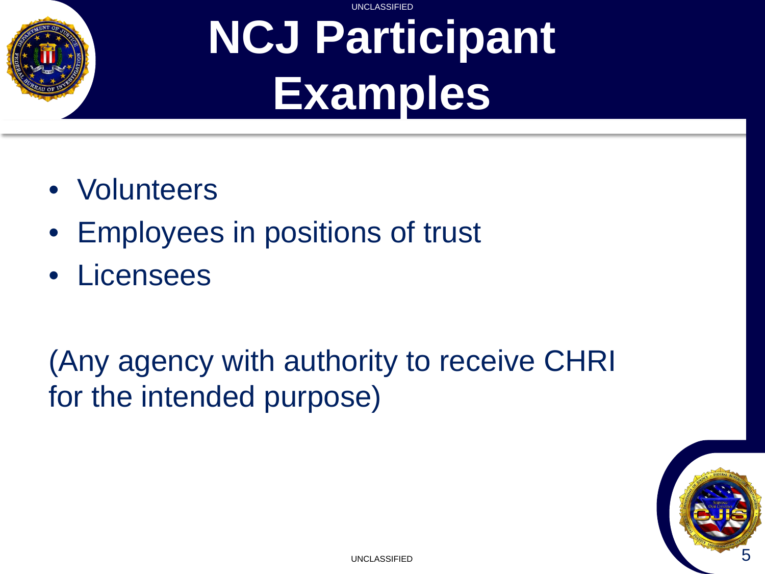# NCJ Participant Examples

- Volunteers
- Employees in positions of trust
- Licensees

(Any agency with authority to receive CHRI for the intended purpose)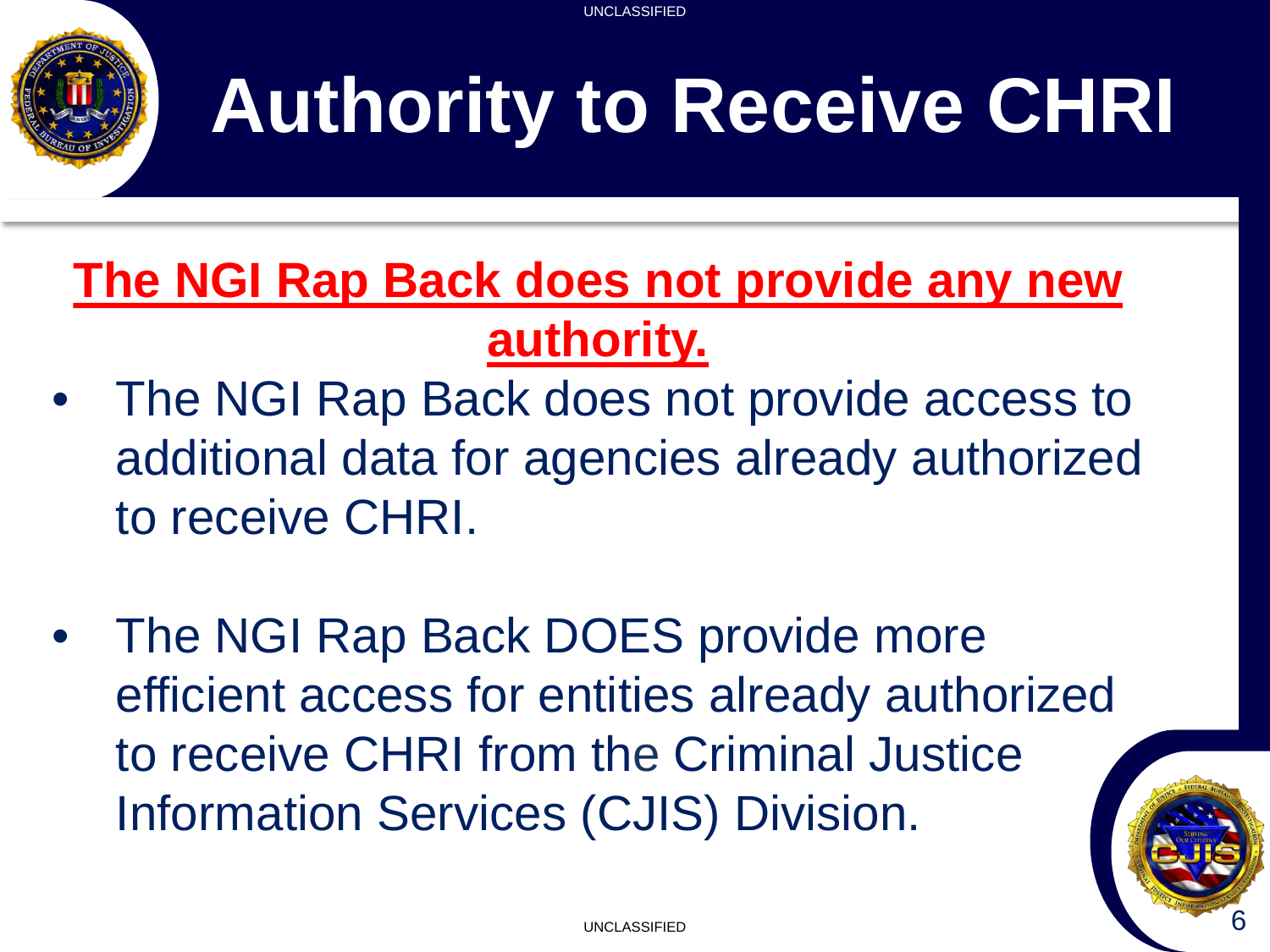# Authority to Receive CHRI

**The NGI Rap Back does not provide any new authority.**

- The NGI Rap Back does not provide access to additional data for agencies already authorized to receive CHRI.
- The NGI Rap Back DOES provide more efficient access for entities already authorized to receive CHRI from the Criminal Justice Information Services (CJIS) Division.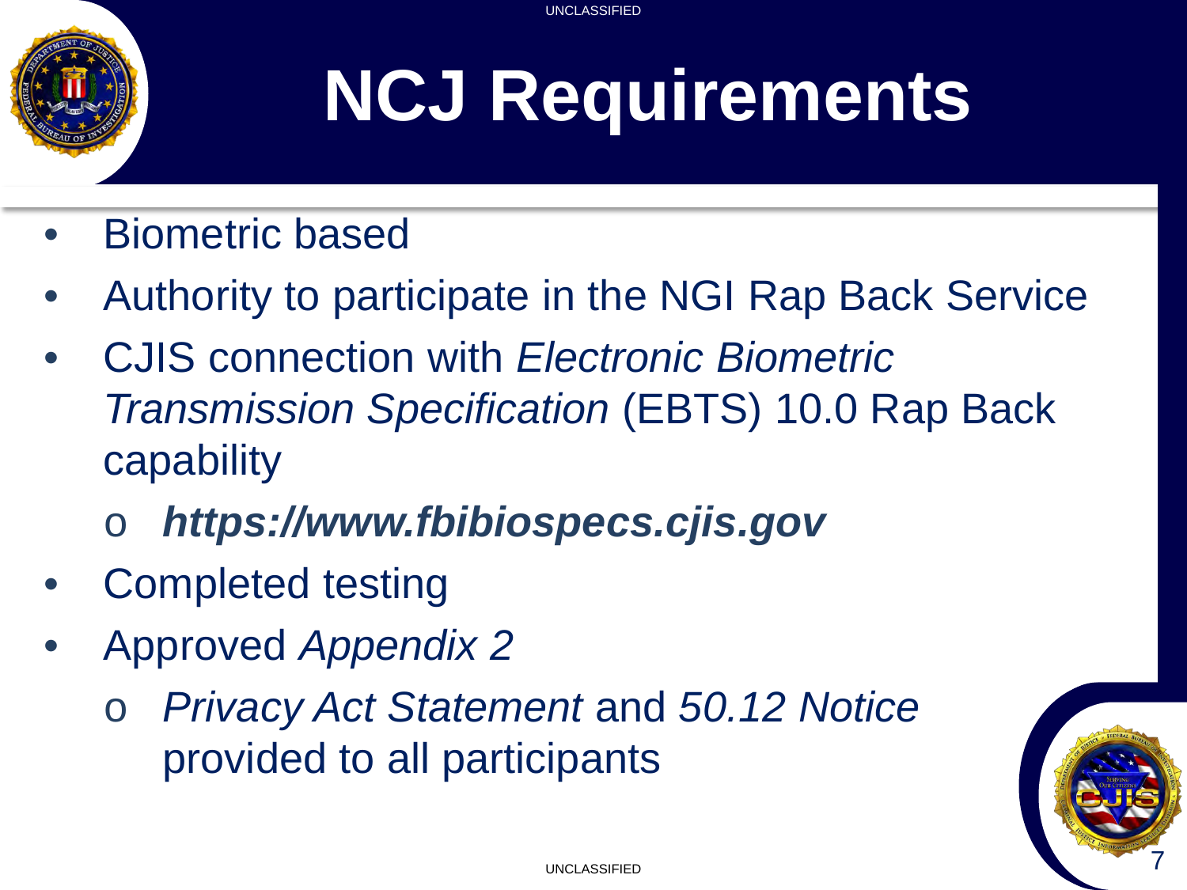# NCJ Requirements

- Biometric based
- Authority to participate in the NGI Rap Back Service
- CJIS connection with *Electronic Biometric Transmission Specification* (EBTS) 10.0 Rap Back capability
  - ***https://www.fbibiospecs.cjis.gov***
- Completed testing
- Approved *Appendix 2*
  - *Privacy Act Statement* and *50.12 Notice* provided to all participants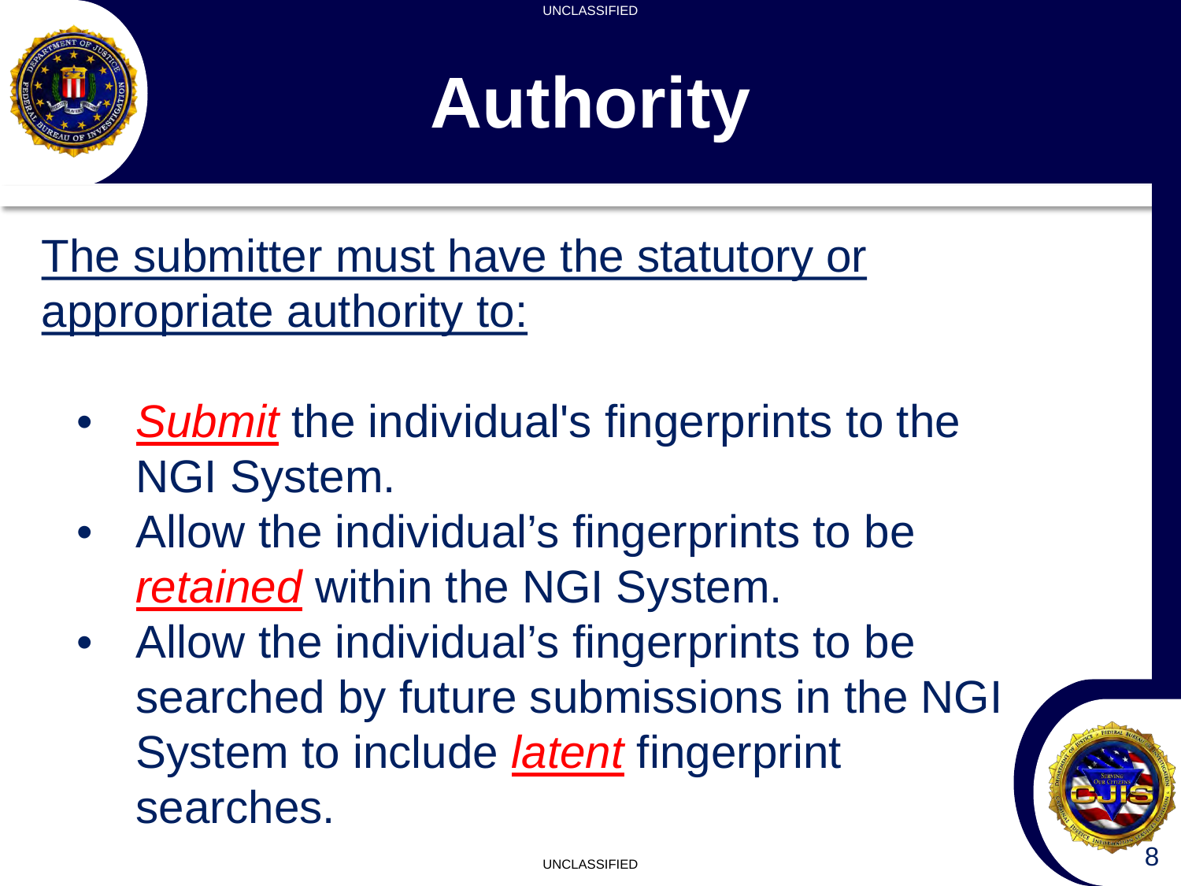# Authority

The submitter must have the statutory or appropriate authority to:

- ***Submit*** the individual's fingerprints to the NGI System.
- Allow the individual's fingerprints to be ***retained*** within the NGI System.
- Allow the individual's fingerprints to be searched by future submissions in the NGI System to include ***latent*** fingerprint searches.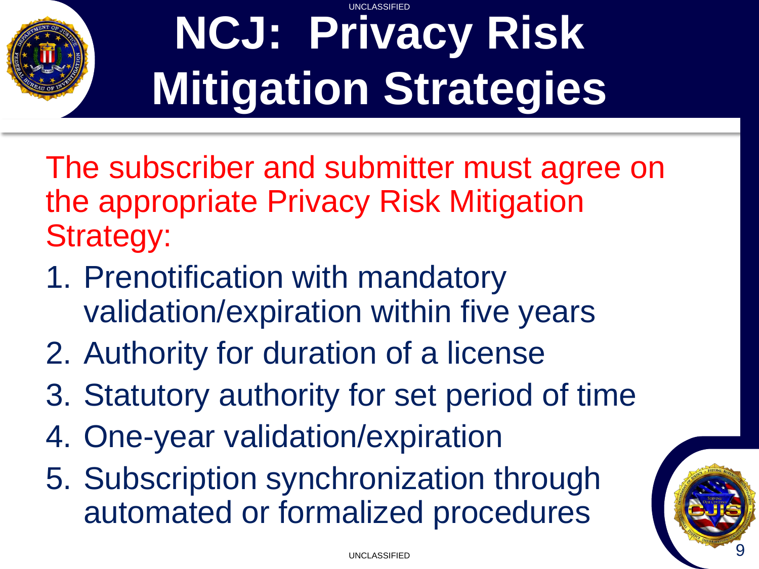# NCJ: Privacy Risk Mitigation Strategies

The subscriber and submitter must agree on the appropriate Privacy Risk Mitigation Strategy:

1. Prenotification with mandatory validation/expiration within five years
2. Authority for duration of a license
3. Statutory authority for set period of time
4. One-year validation/expiration
5. Subscription synchronization through automated or formalized procedures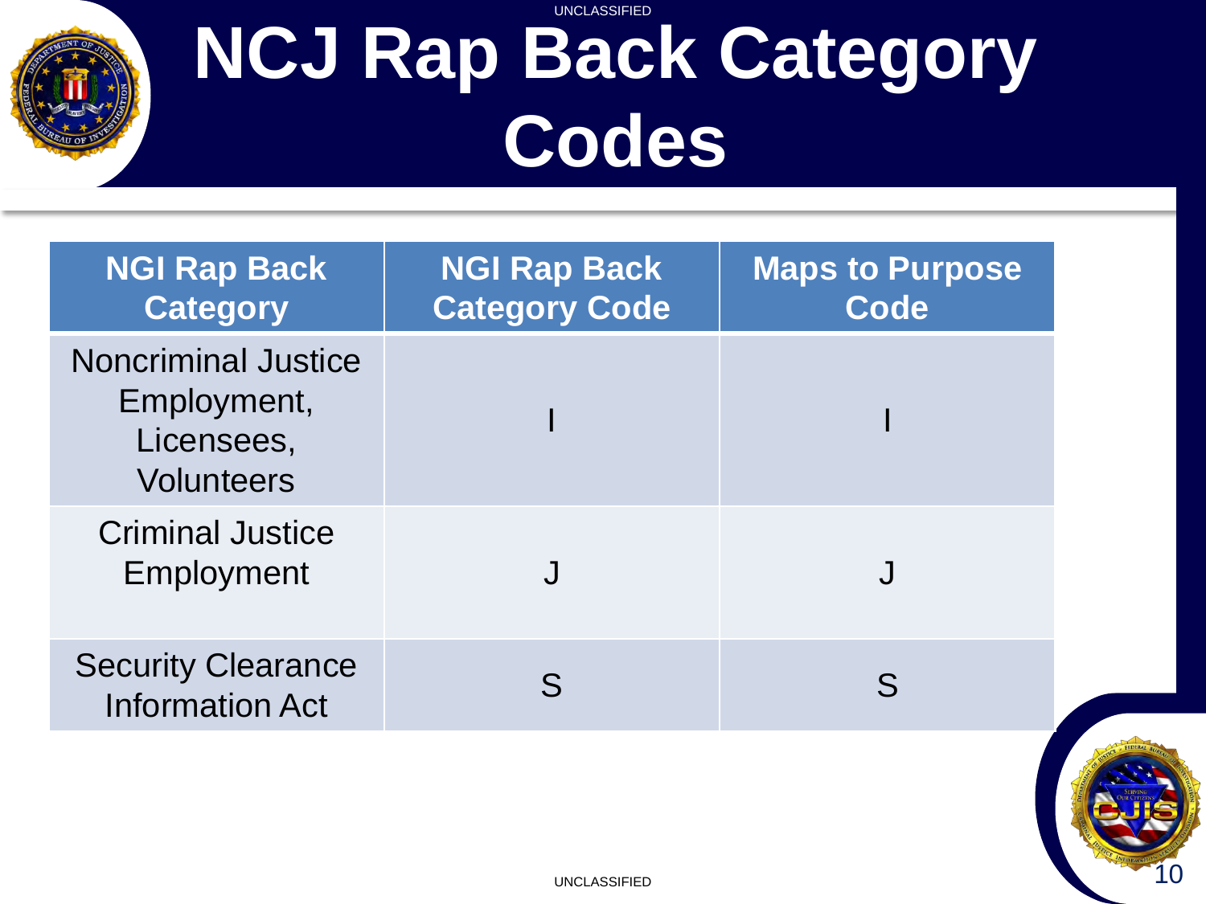# NCJ Rap Back Category Codes

| NGI Rap Back Category | NGI Rap Back Category Code | Maps to Purpose Code |
|---|---|---|
| Noncriminal Justice Employment, Licensees, Volunteers | I | I |
| Criminal Justice Employment | J | J |
| Security Clearance Information Act | S | S |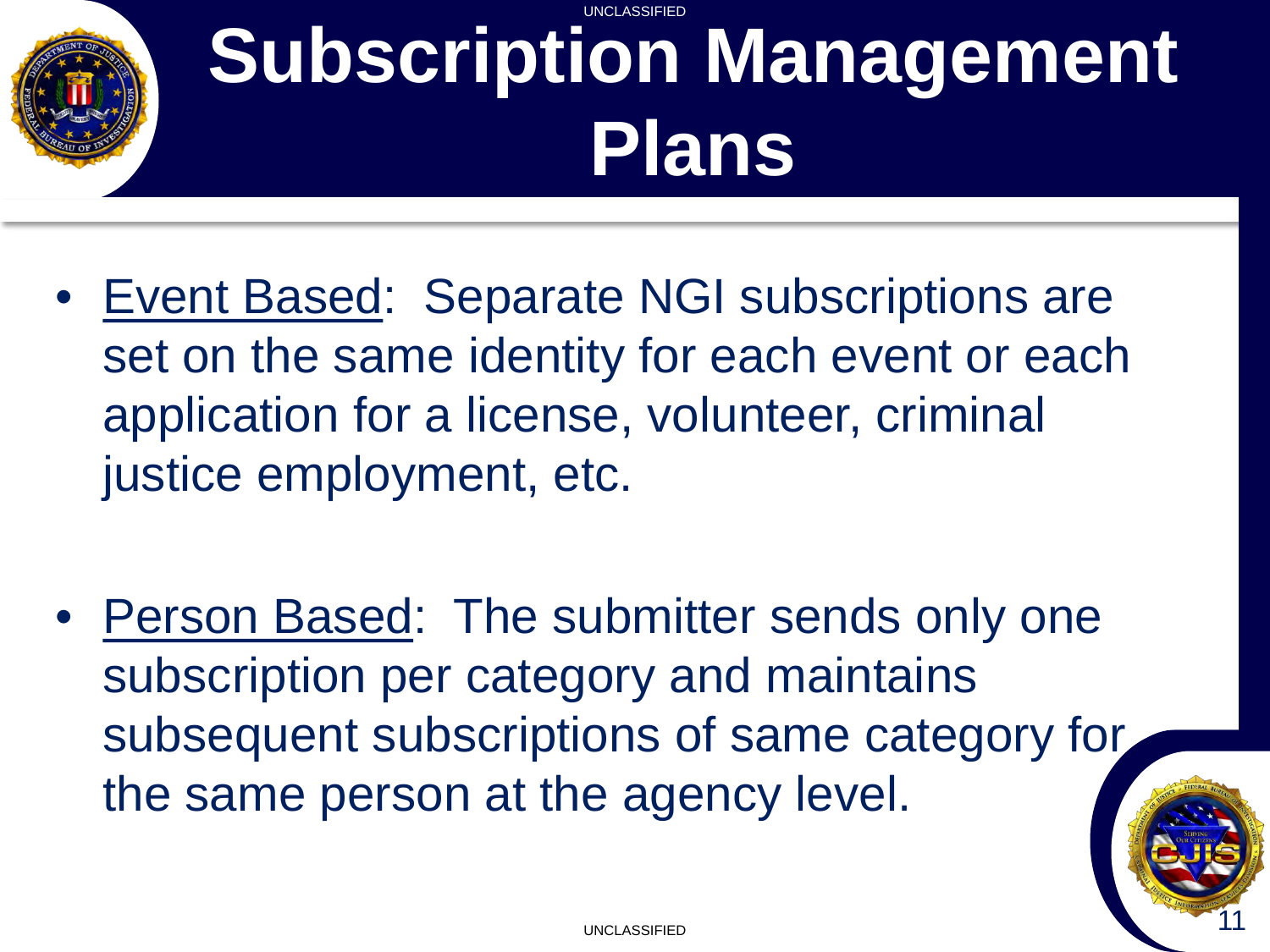# Subscription Management Plans

- <u>Event Based</u>: Separate NGI subscriptions are set on the same identity for each event or each application for a license, volunteer, criminal justice employment, etc.

- <u>Person Based</u>: The submitter sends only one subscription per category and maintains subsequent subscriptions of same category for the same person at the agency level.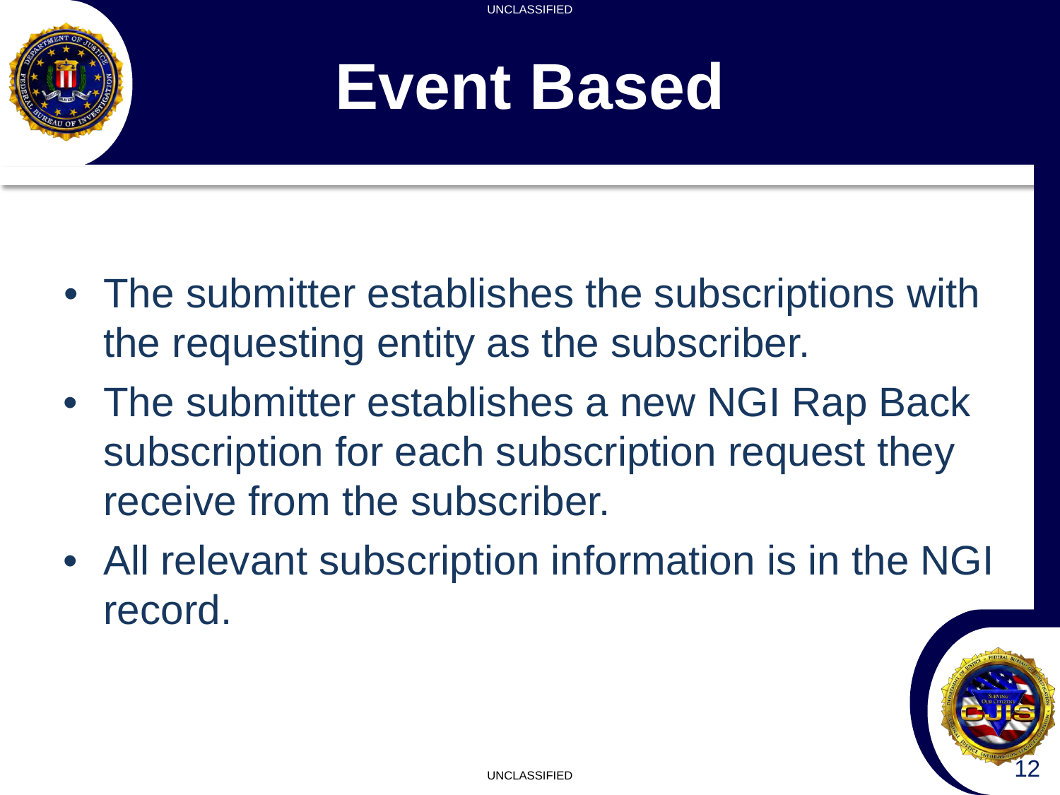# Event Based

- The submitter establishes the subscriptions with the requesting entity as the subscriber.
- The submitter establishes a new NGI Rap Back subscription for each subscription request they receive from the subscriber.
- All relevant subscription information is in the NGI record.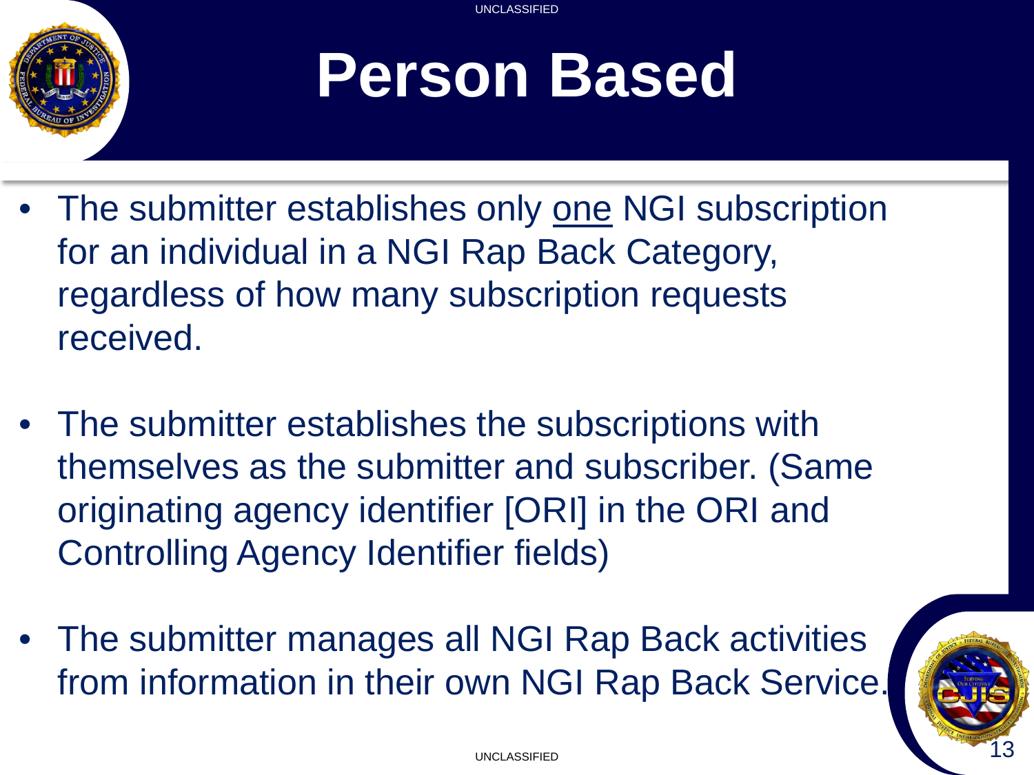# Person Based

- The submitter establishes only <u>one</u> NGI subscription for an individual in a NGI Rap Back Category, regardless of how many subscription requests received.

- The submitter establishes the subscriptions with themselves as the submitter and subscriber. (Same originating agency identifier [ORI] in the ORI and Controlling Agency Identifier fields)

- The submitter manages all NGI Rap Back activities from information in their own NGI Rap Back Service.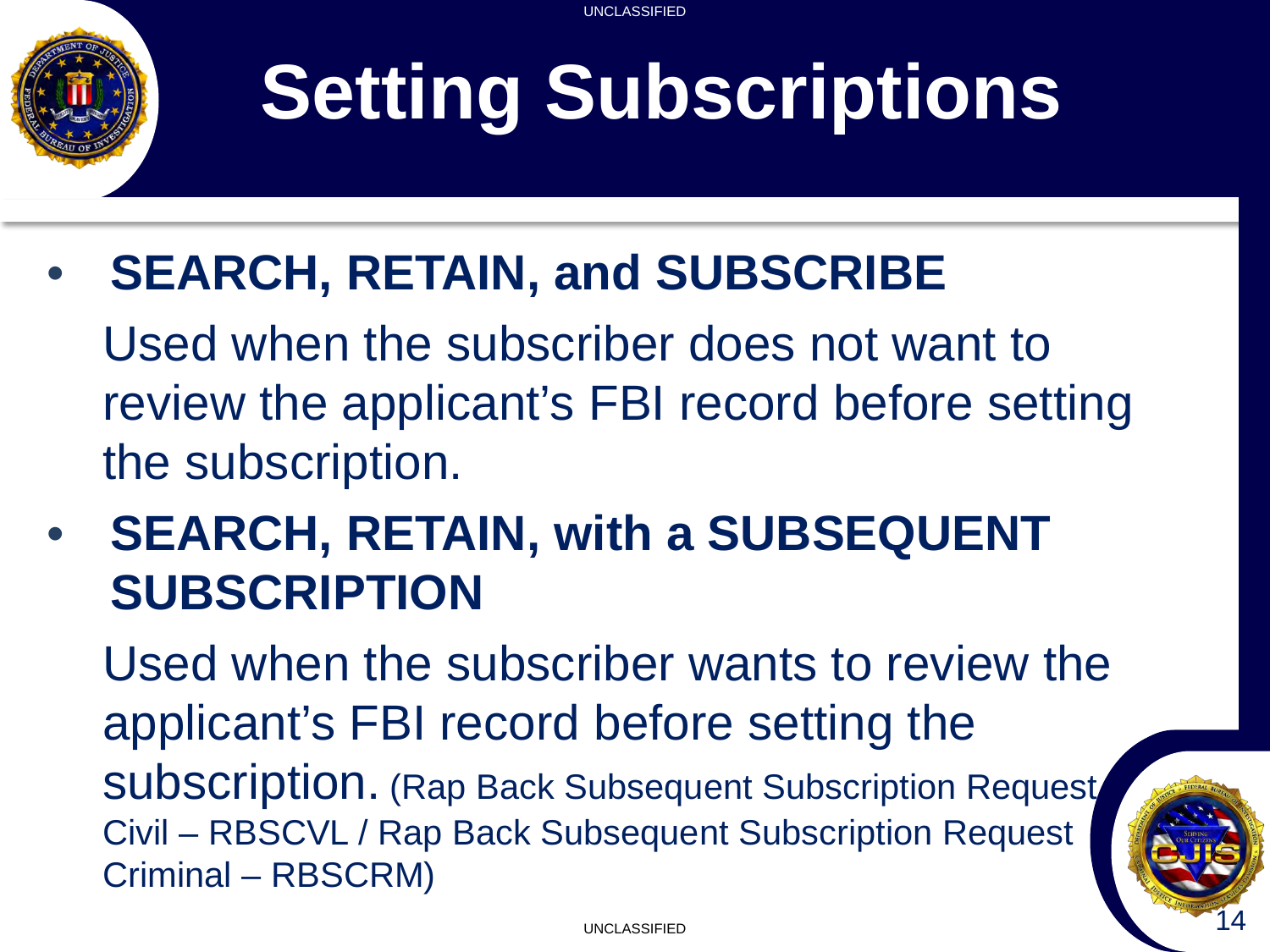# Setting Subscriptions

- **SEARCH, RETAIN, and SUBSCRIBE**

  Used when the subscriber does not want to review the applicant's FBI record before setting the subscription.

- **SEARCH, RETAIN, with a SUBSEQUENT SUBSCRIPTION**

  Used when the subscriber wants to review the applicant's FBI record before setting the subscription. (Rap Back Subsequent Subscription Request Civil – RBSCVL / Rap Back Subsequent Subscription Request Criminal – RBSCRM)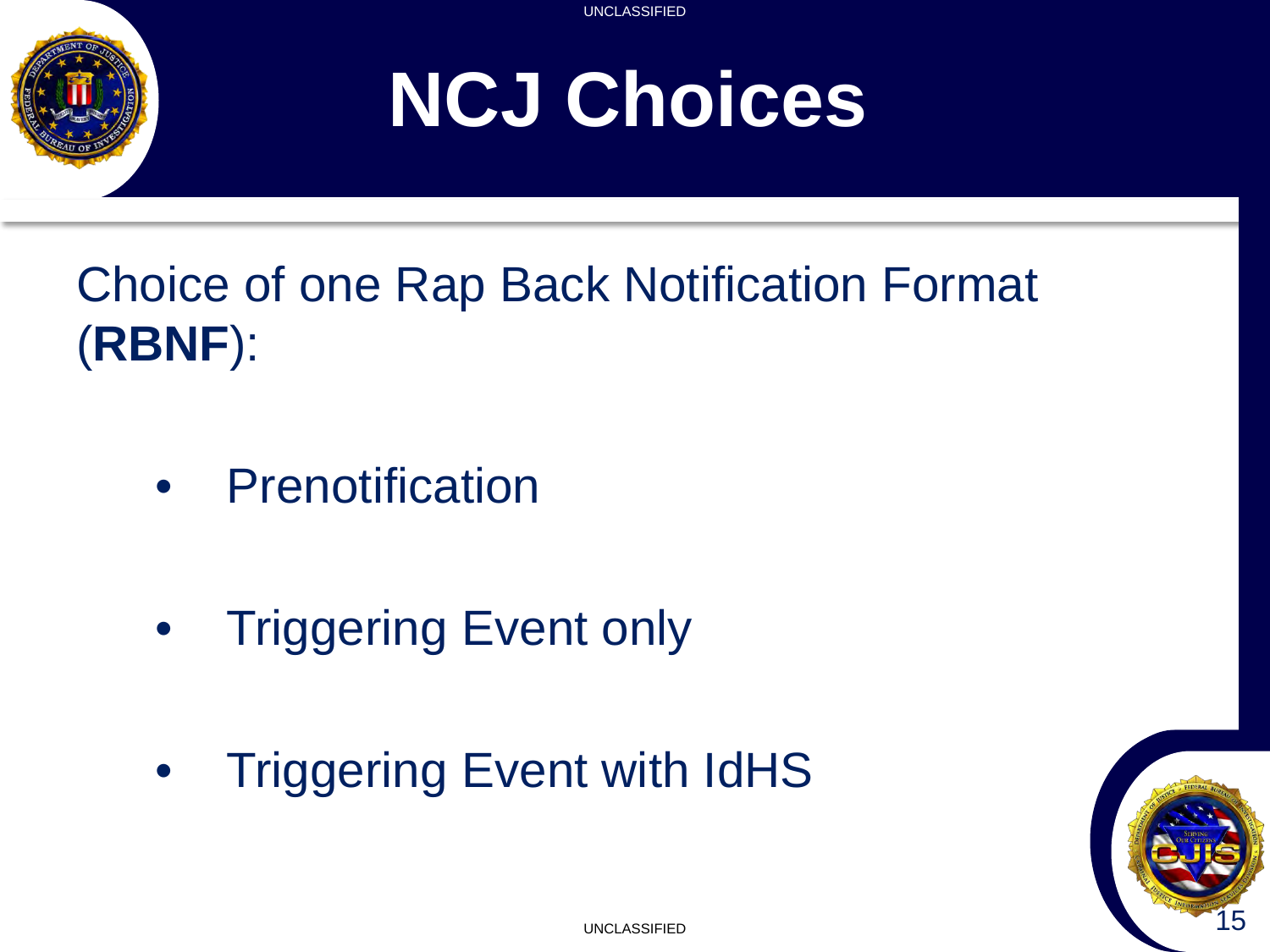# NCJ Choices

Choice of one Rap Back Notification Format (**RBNF**):

- Prenotification
- Triggering Event only
- Triggering Event with IdHS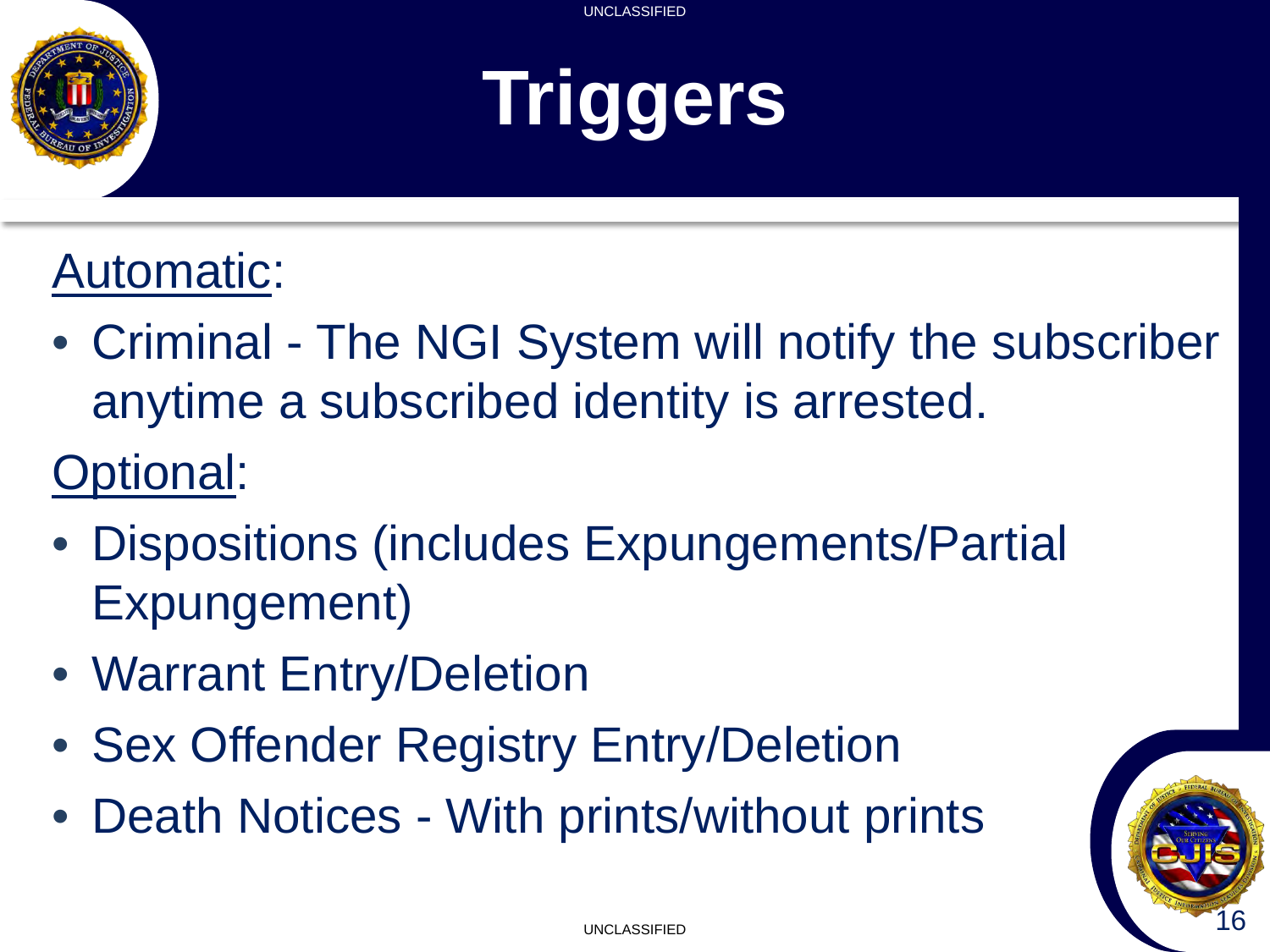# Triggers

Automatic:

- Criminal - The NGI System will notify the subscriber anytime a subscribed identity is arrested.

Optional:

- Dispositions (includes Expungements/Partial Expungement)
- Warrant Entry/Deletion
- Sex Offender Registry Entry/Deletion
- Death Notices - With prints/without prints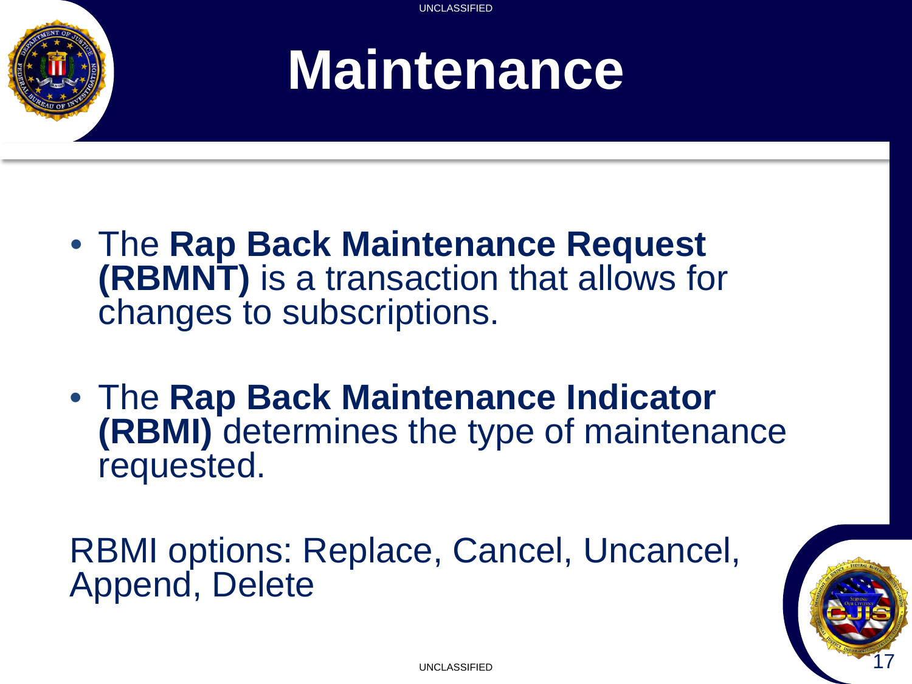# Maintenance

- The **Rap Back Maintenance Request (RBMNT)** is a transaction that allows for changes to subscriptions.
- The **Rap Back Maintenance Indicator (RBMI)** determines the type of maintenance requested.

RBMI options: Replace, Cancel, Uncancel, Append, Delete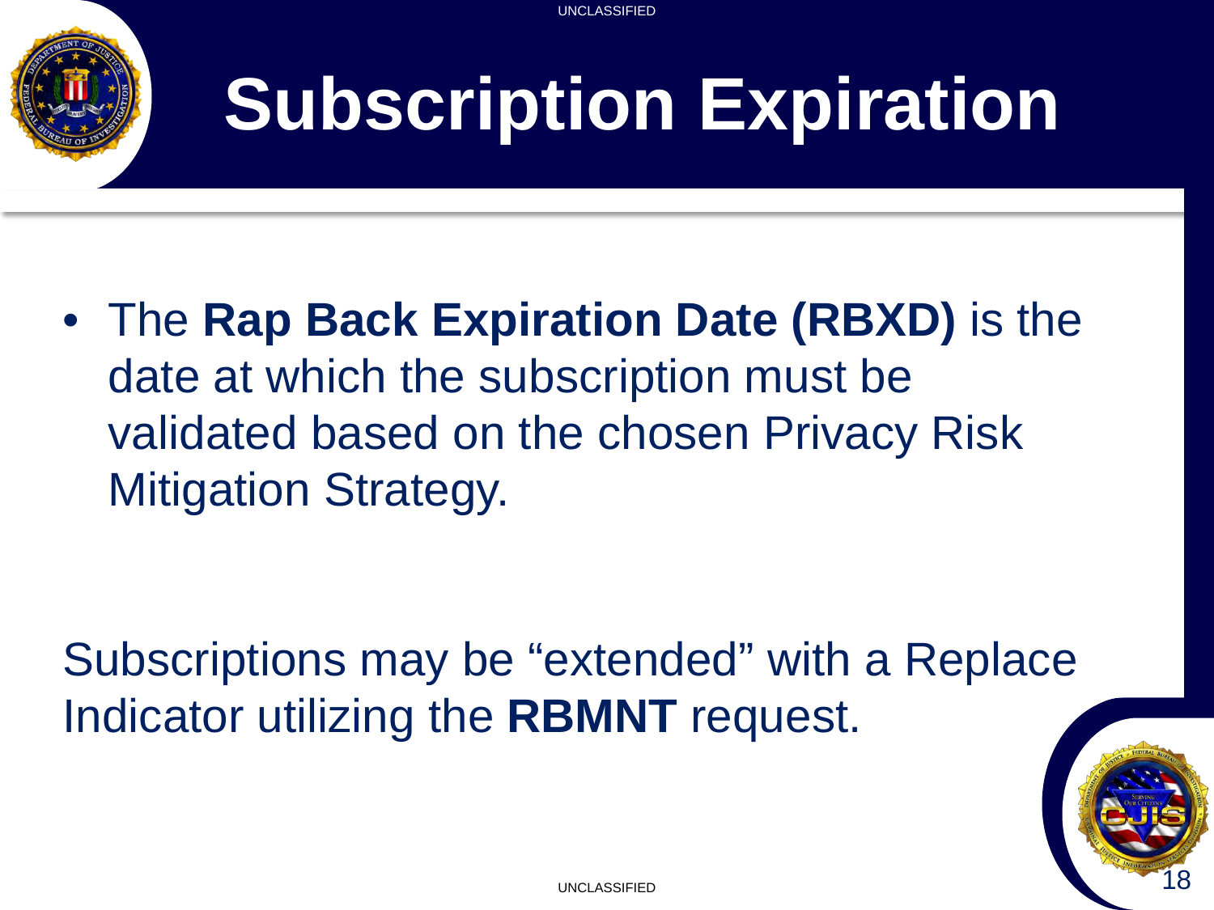# Subscription Expiration

- The **Rap Back Expiration Date (RBXD)** is the date at which the subscription must be validated based on the chosen Privacy Risk Mitigation Strategy.

Subscriptions may be “extended” with a Replace Indicator utilizing the **RBMNT** request.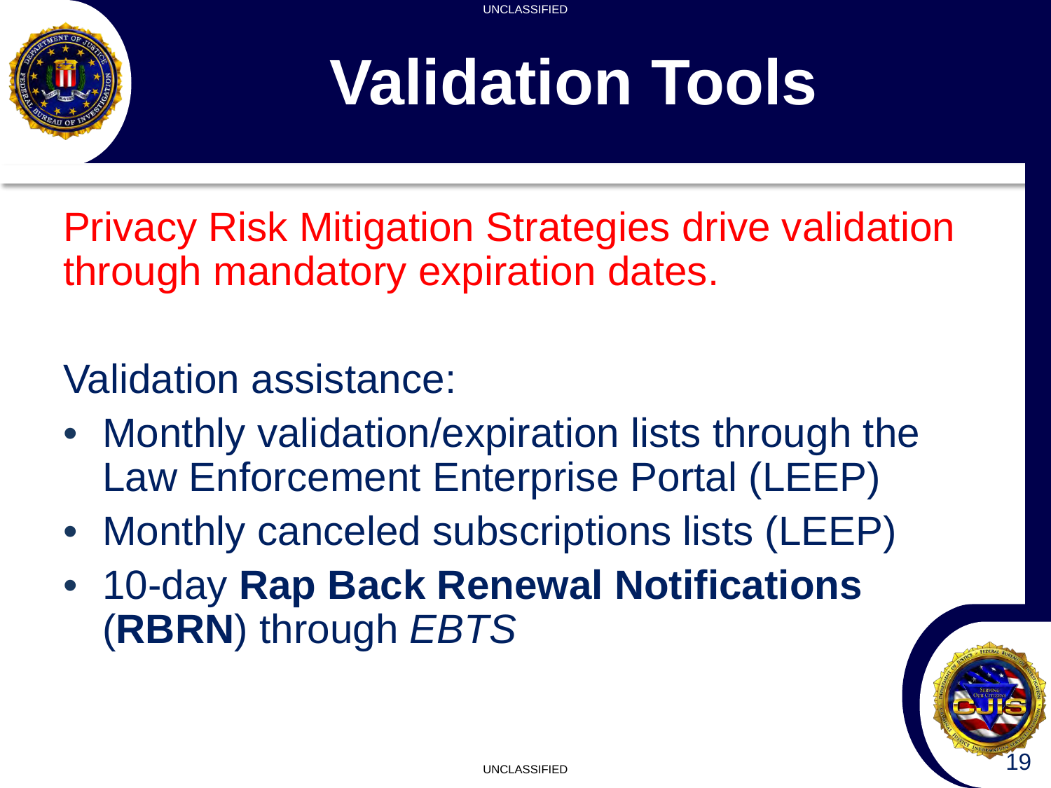# Validation Tools

Privacy Risk Mitigation Strategies drive validation through mandatory expiration dates.

Validation assistance:

- Monthly validation/expiration lists through the Law Enforcement Enterprise Portal (LEEP)
- Monthly canceled subscriptions lists (LEEP)
- 10-day **Rap Back Renewal Notifications** (**RBRN**) through *EBTS*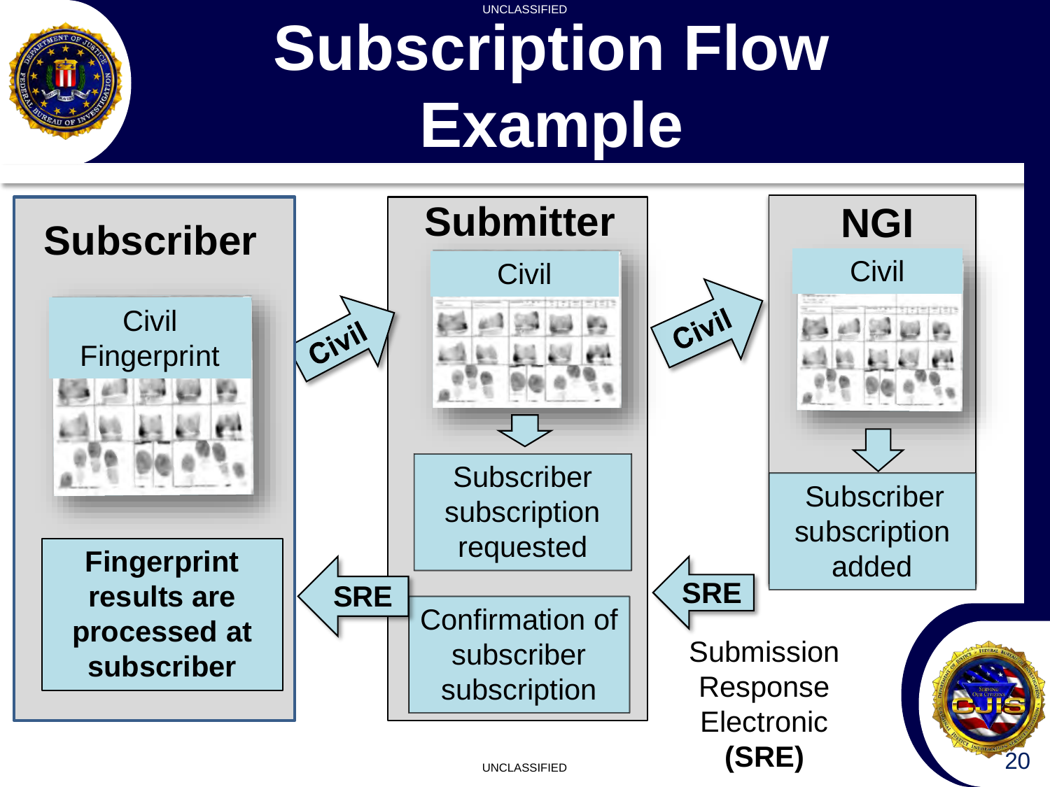# Subscription Flow Example

## Subscriber

Civil Fingerprint

**Fingerprint results are processed at subscriber**

## Submitter

Civil

Subscriber subscription requested

Confirmation of subscriber subscription

## NGI

Civil

Subscriber subscription added

---

Civil → (Subscriber to Submitter)

Civil → (Submitter to NGI)

SRE ← (NGI to Submitter)

SRE ← (Submitter to Subscriber)

Submission Response Electronic **(SRE)**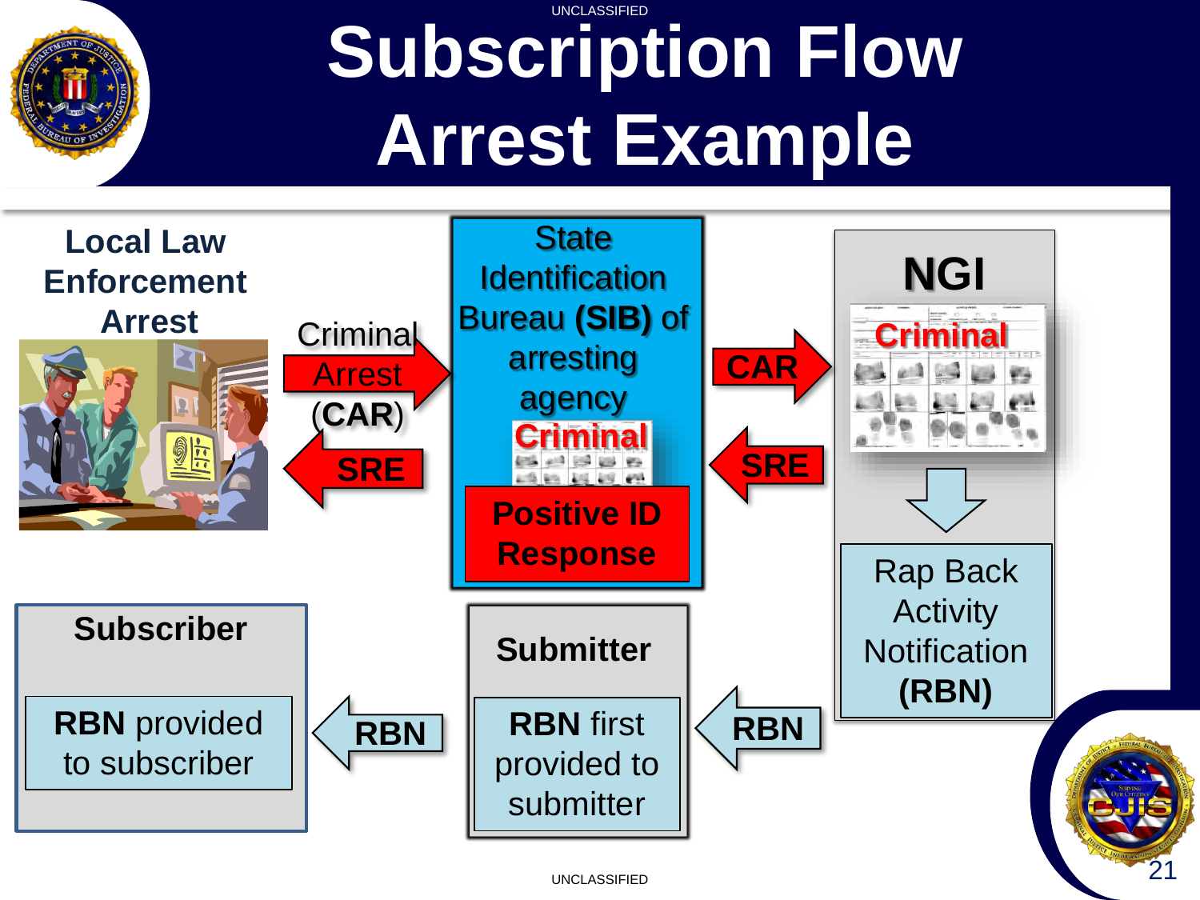# Subscription Flow Arrest Example

**Local Law Enforcement Arrest**

Criminal Arrest (**CAR**) →

← **SRE**

**State Identification Bureau (SIB) of arresting agency**

**Criminal**

**Positive ID Response**

**CAR** →

← **SRE**

**NGI**

**Criminal**

Rap Back Activity Notification **(RBN)**

← **RBN**

**Submitter**

**RBN** first provided to submitter

← **RBN**

**Subscriber**

**RBN** provided to subscriber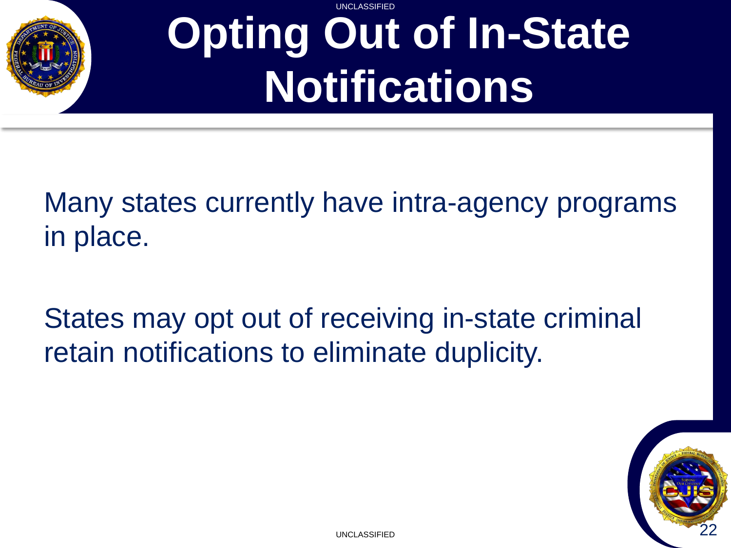# Opting Out of In-State Notifications

Many states currently have intra-agency programs in place.

States may opt out of receiving in-state criminal retain notifications to eliminate duplicity.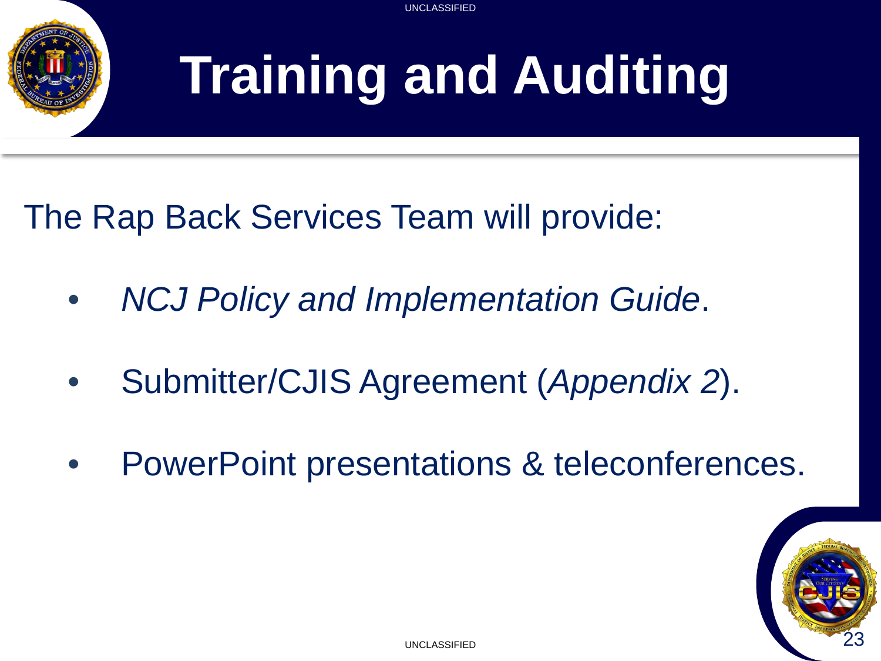# Training and Auditing

The Rap Back Services Team will provide:

- *NCJ Policy and Implementation Guide*.
- Submitter/CJIS Agreement (*Appendix 2*).
- PowerPoint presentations & teleconferences.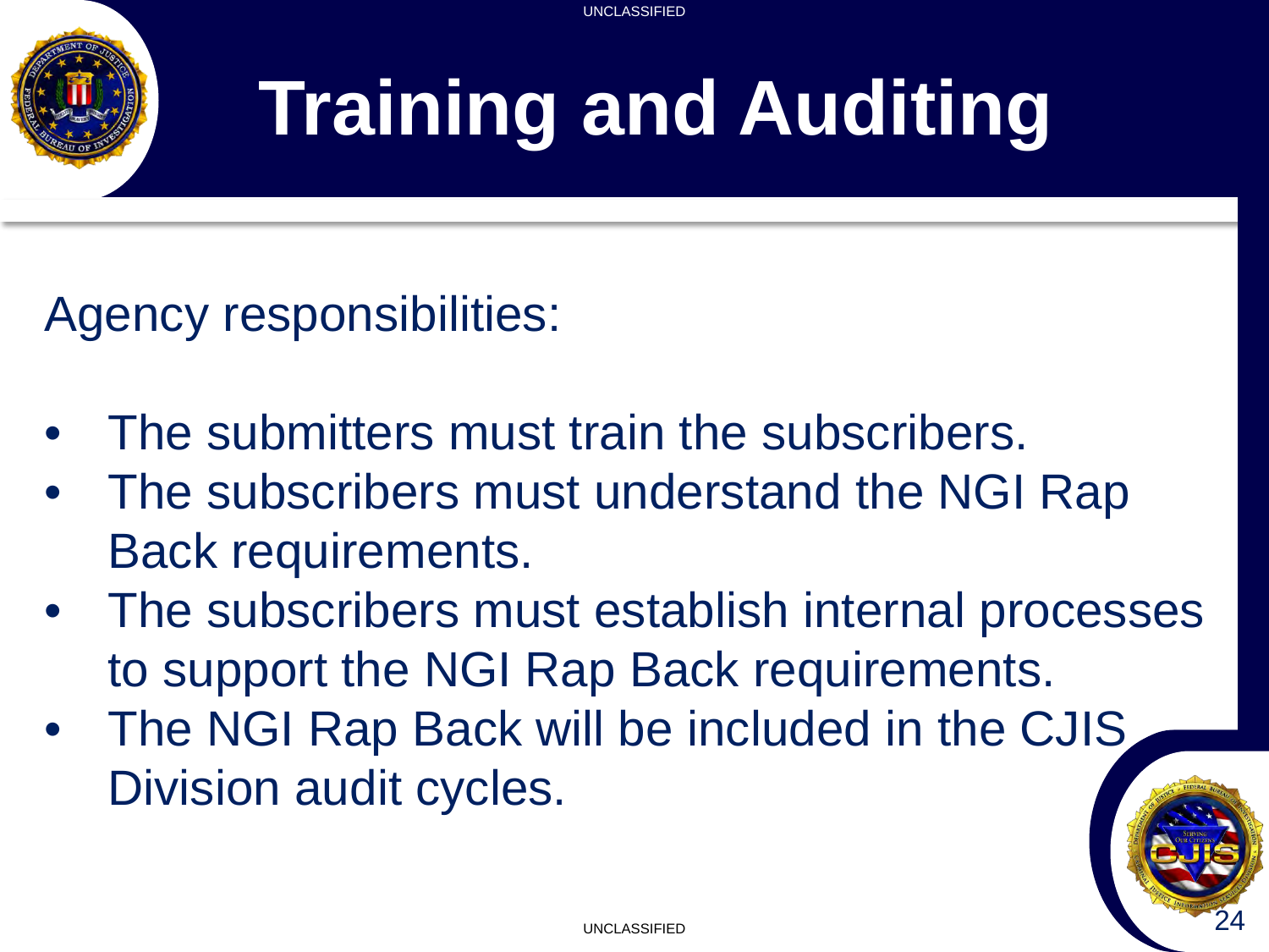# Training and Auditing

Agency responsibilities:

- The submitters must train the subscribers.
- The subscribers must understand the NGI Rap Back requirements.
- The subscribers must establish internal processes to support the NGI Rap Back requirements.
- The NGI Rap Back will be included in the CJIS Division audit cycles.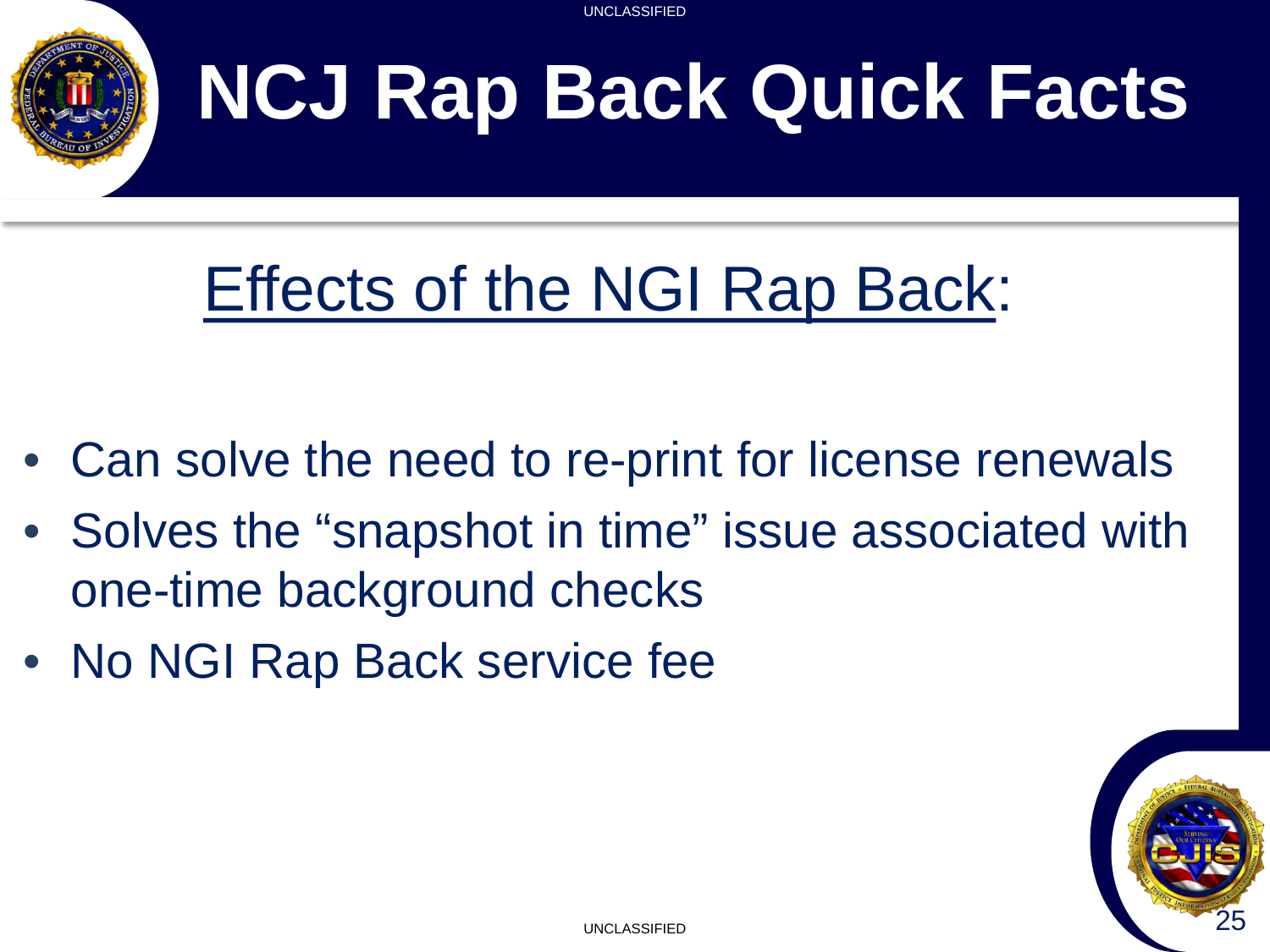# NCJ Rap Back Quick Facts

## Effects of the NGI Rap Back:

- Can solve the need to re-print for license renewals
- Solves the “snapshot in time” issue associated with one-time background checks
- No NGI Rap Back service fee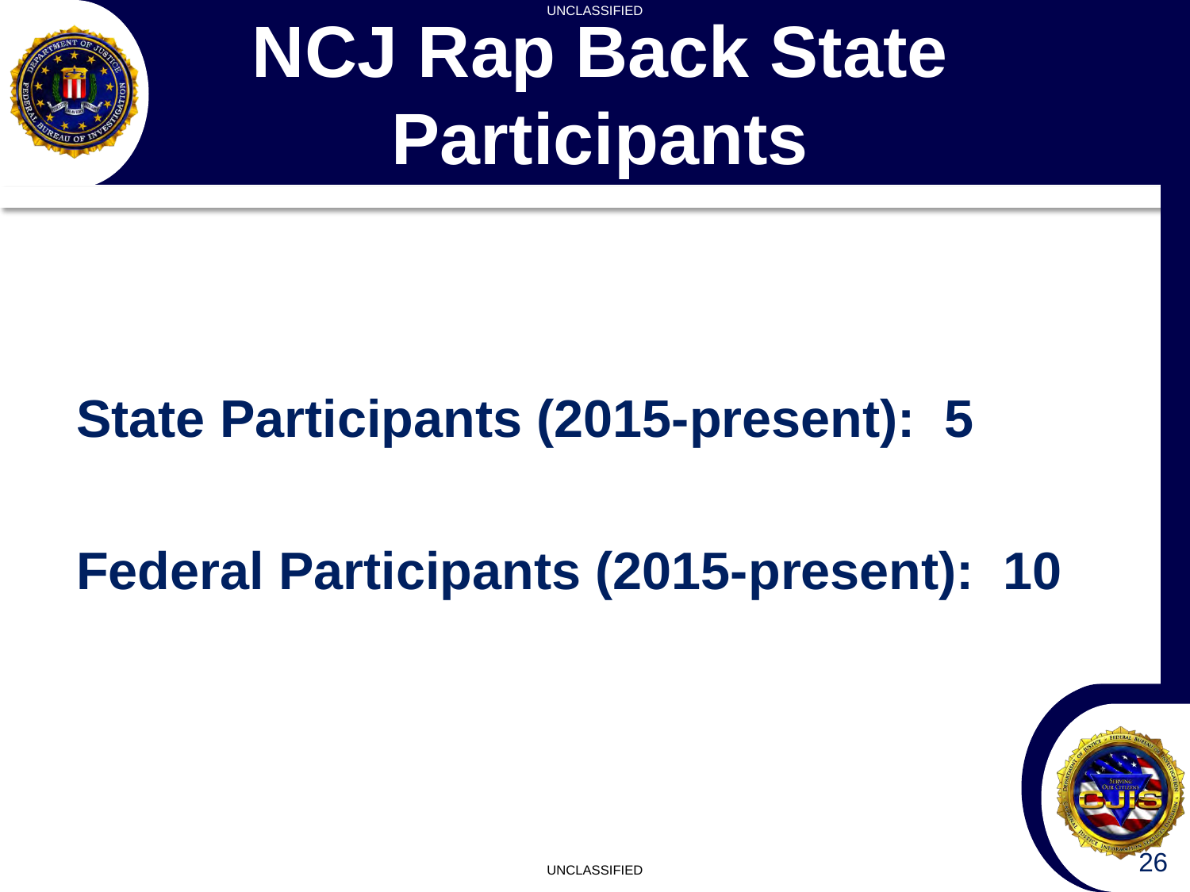# NCJ Rap Back State Participants

**State Participants (2015-present): 5**

**Federal Participants (2015-present): 10**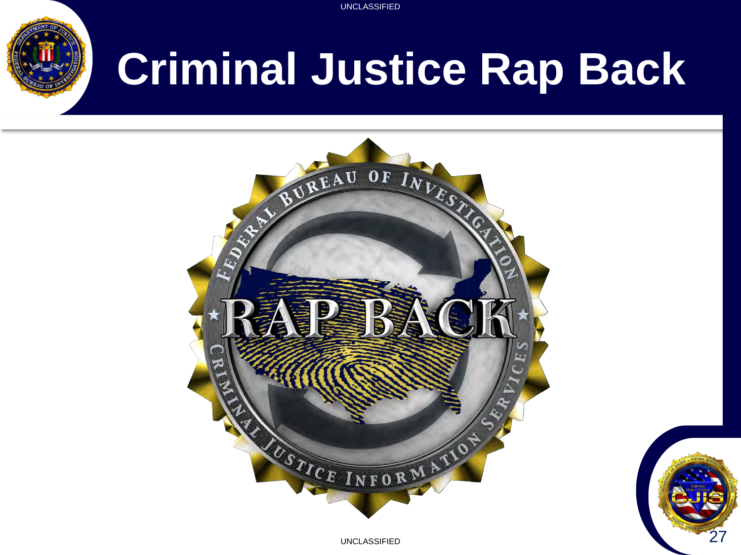# Criminal Justice Rap Back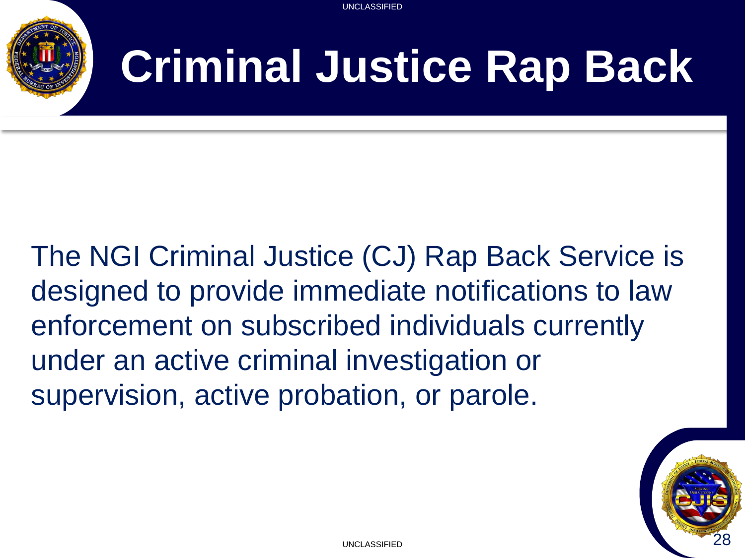# Criminal Justice Rap Back

The NGI Criminal Justice (CJ) Rap Back Service is designed to provide immediate notifications to law enforcement on subscribed individuals currently under an active criminal investigation or supervision, active probation, or parole.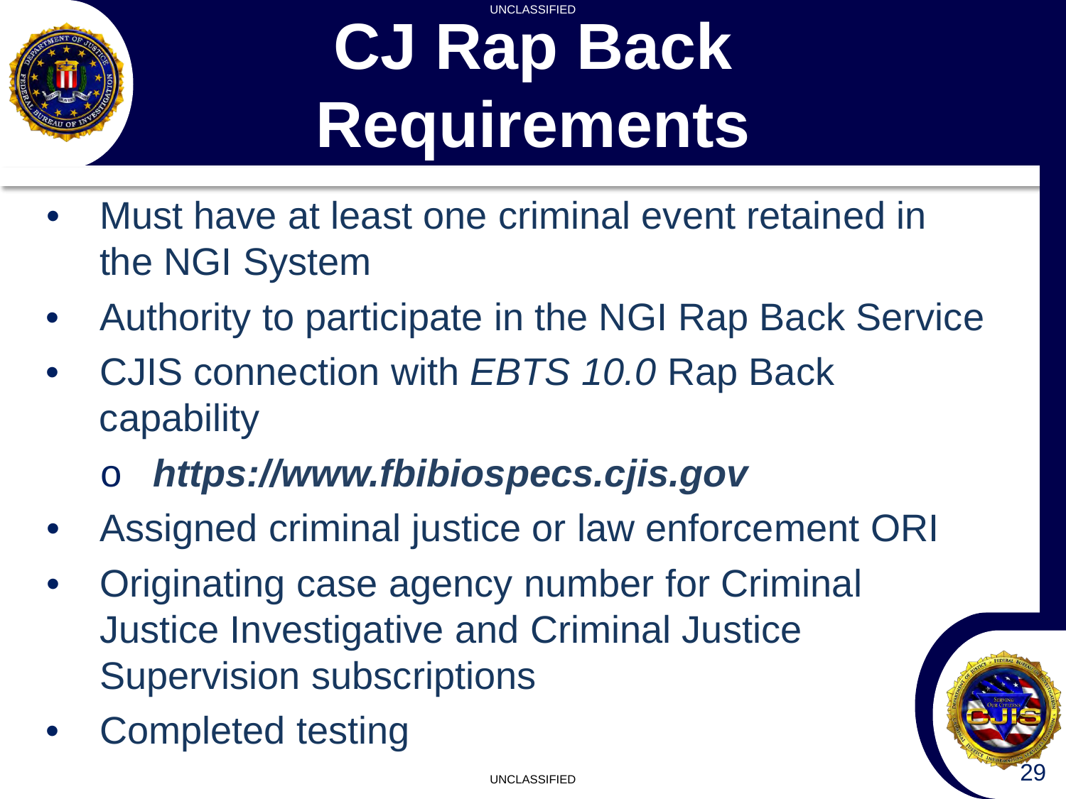# CJ Rap Back Requirements

- Must have at least one criminal event retained in the NGI System
- Authority to participate in the NGI Rap Back Service
- CJIS connection with *EBTS 10.0* Rap Back capability
  - ***https://www.fbibiospecs.cjis.gov***
- Assigned criminal justice or law enforcement ORI
- Originating case agency number for Criminal Justice Investigative and Criminal Justice Supervision subscriptions
- Completed testing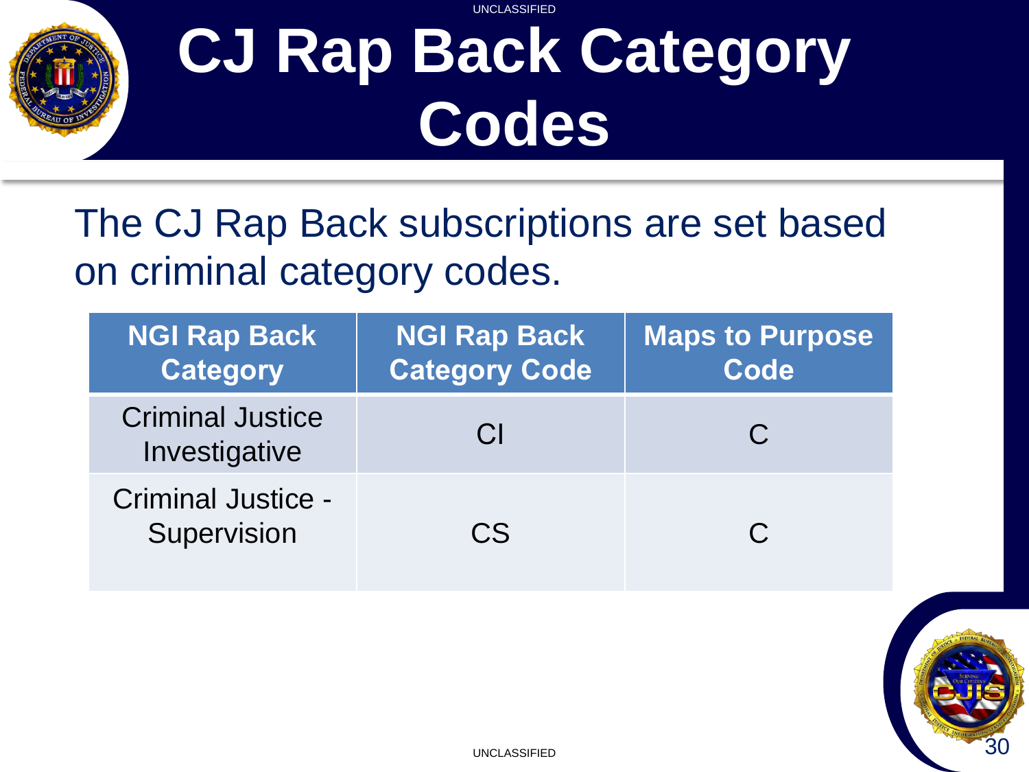# CJ Rap Back Category Codes

The CJ Rap Back subscriptions are set based on criminal category codes.

| NGI Rap Back Category | NGI Rap Back Category Code | Maps to Purpose Code |
|---|---|---|
| Criminal Justice Investigative | CI | C |
| Criminal Justice - Supervision | CS | C |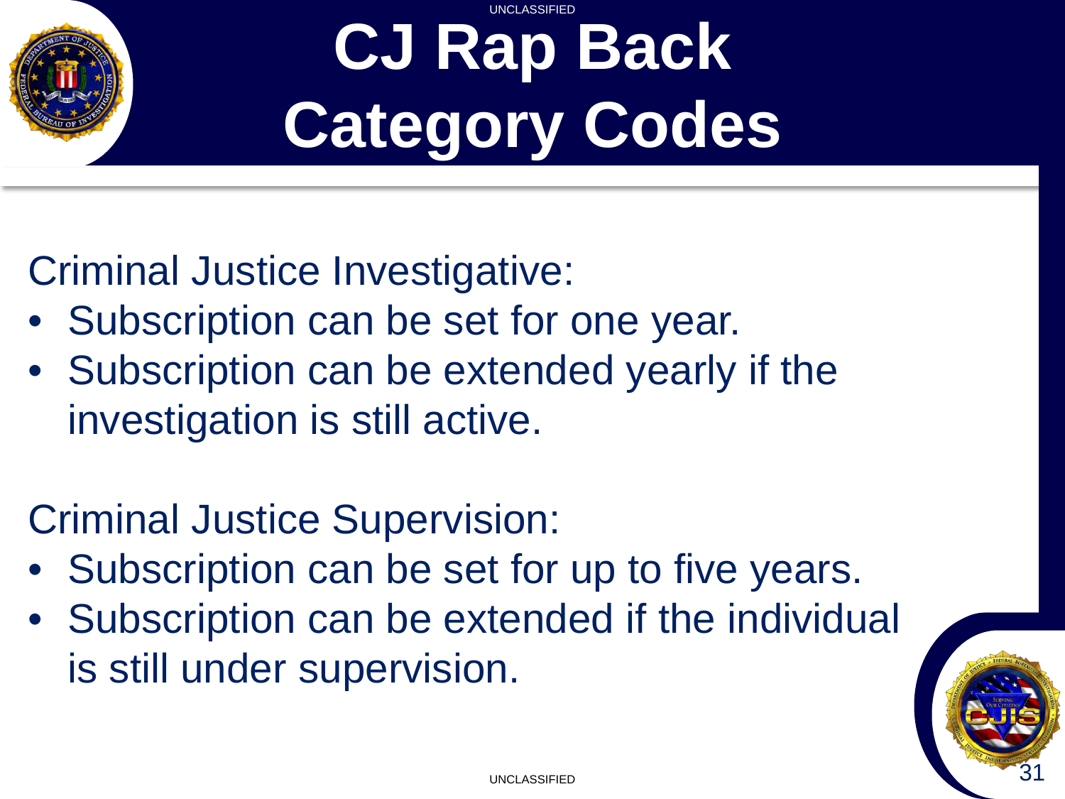# CJ Rap Back Category Codes

Criminal Justice Investigative:

- Subscription can be set for one year.
- Subscription can be extended yearly if the investigation is still active.

Criminal Justice Supervision:

- Subscription can be set for up to five years.
- Subscription can be extended if the individual is still under supervision.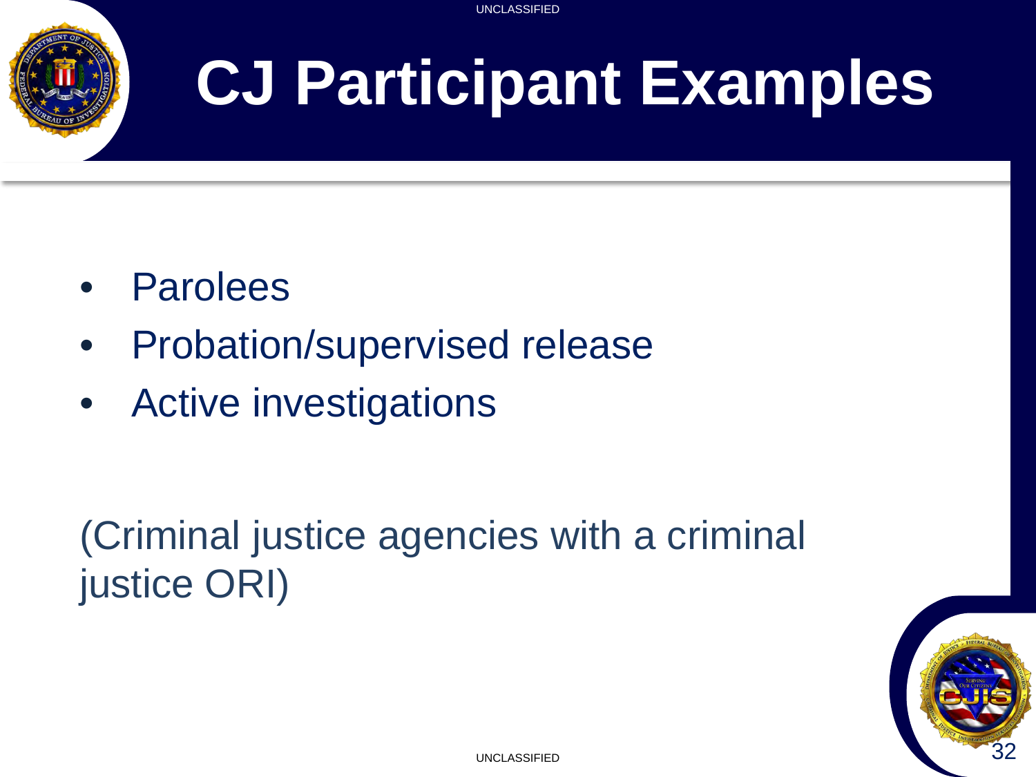# CJ Participant Examples

- Parolees
- Probation/supervised release
- Active investigations

(Criminal justice agencies with a criminal justice ORI)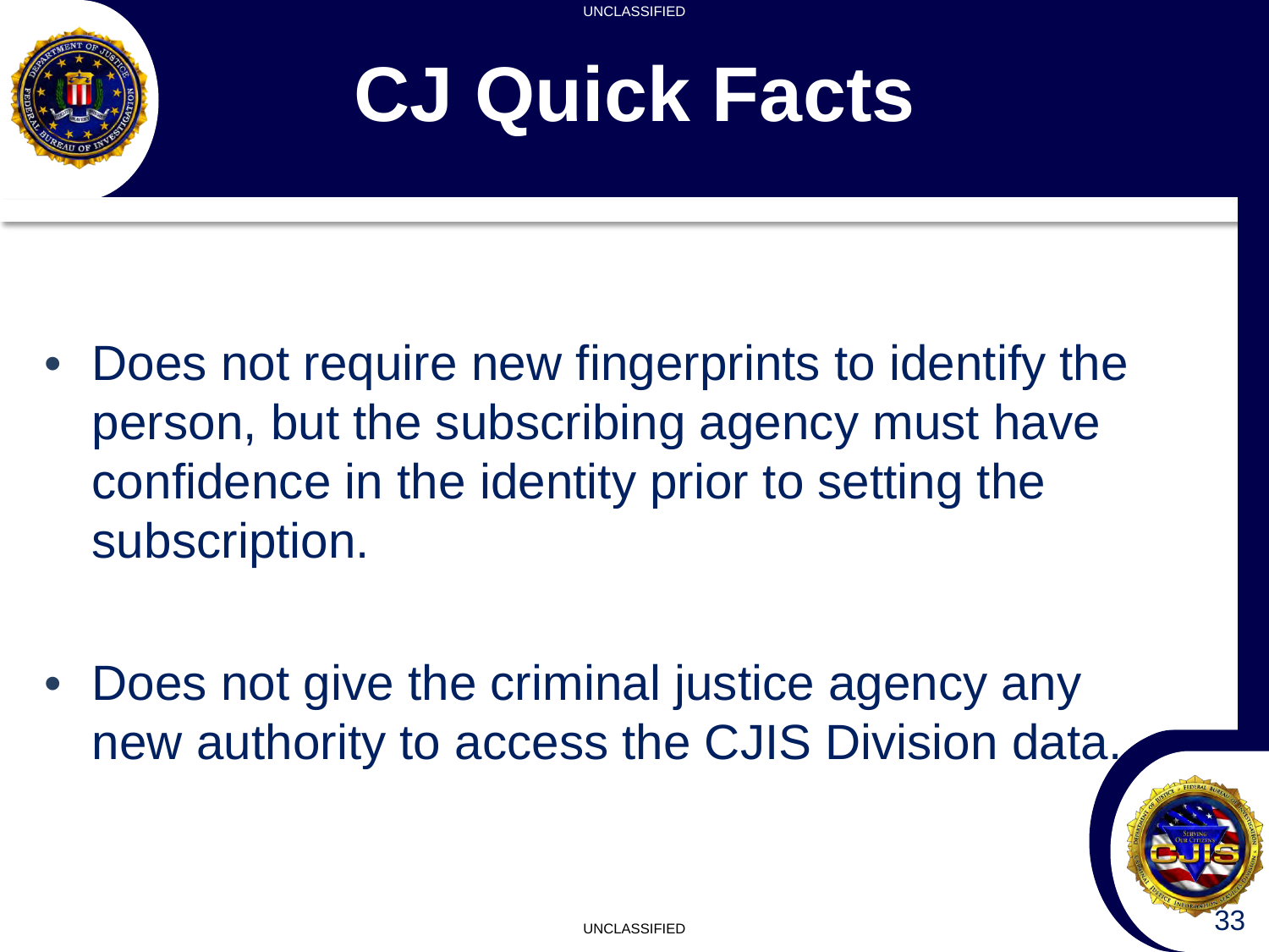# CJ Quick Facts

- Does not require new fingerprints to identify the person, but the subscribing agency must have confidence in the identity prior to setting the subscription.
- Does not give the criminal justice agency any new authority to access the CJIS Division data.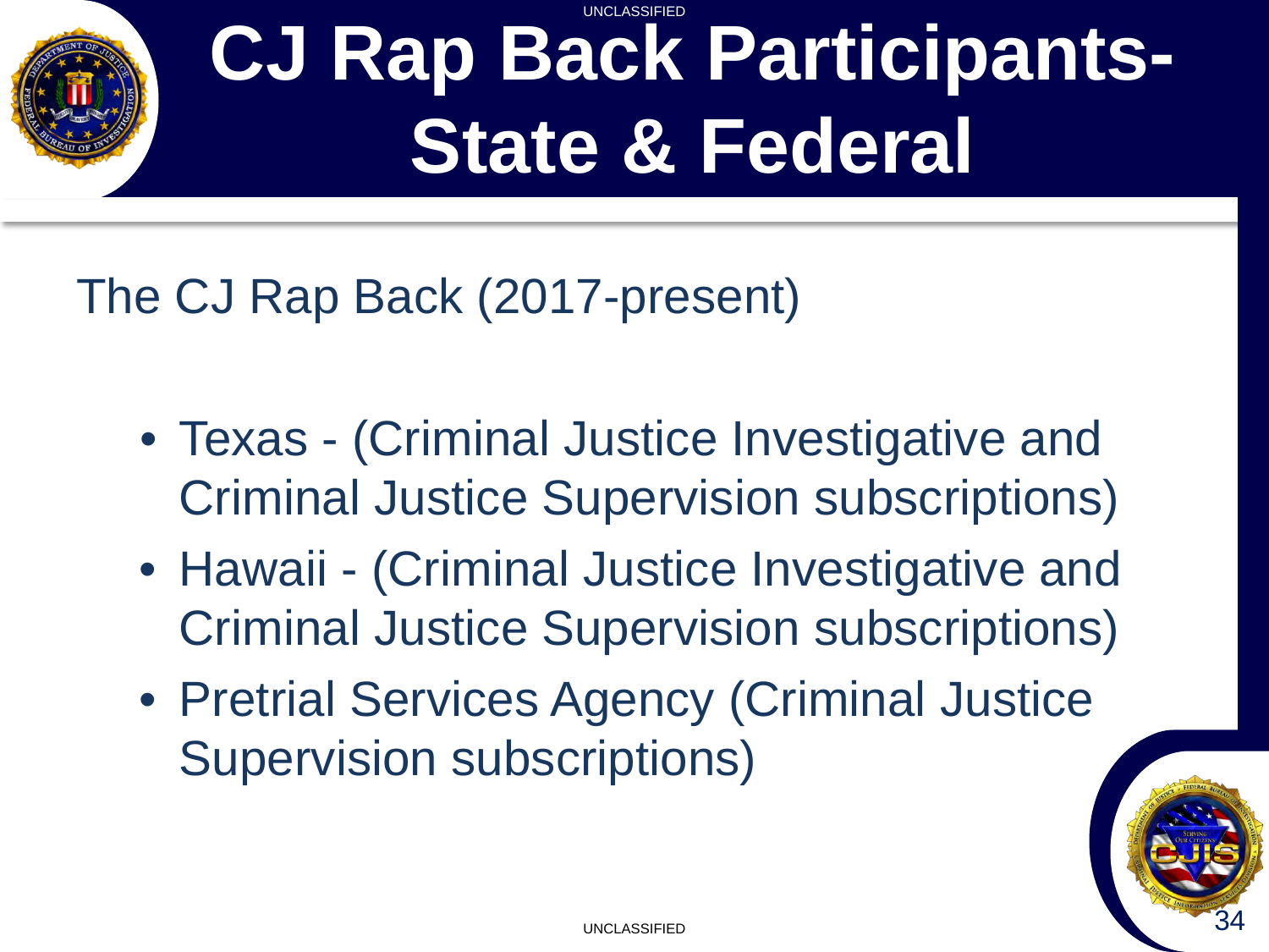# CJ Rap Back Participants- State & Federal

The CJ Rap Back (2017-present)

- Texas - (Criminal Justice Investigative and Criminal Justice Supervision subscriptions)
- Hawaii - (Criminal Justice Investigative and Criminal Justice Supervision subscriptions)
- Pretrial Services Agency (Criminal Justice Supervision subscriptions)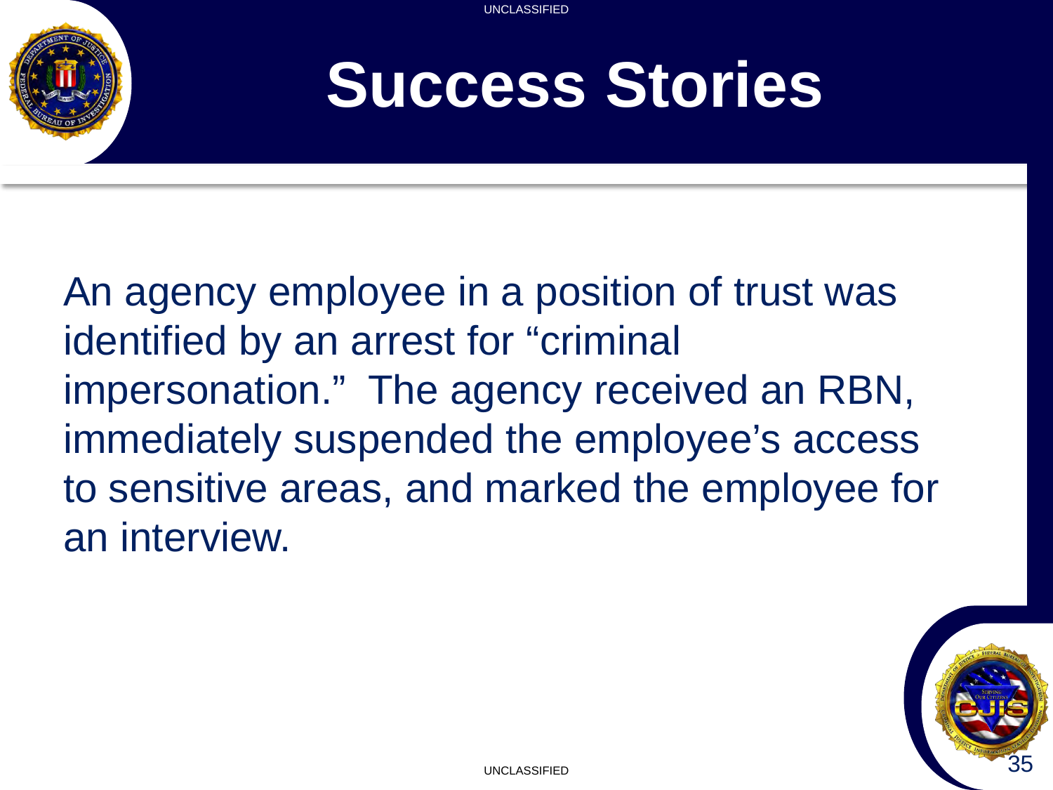# Success Stories

An agency employee in a position of trust was identified by an arrest for “criminal impersonation.” The agency received an RBN, immediately suspended the employee’s access to sensitive areas, and marked the employee for an interview.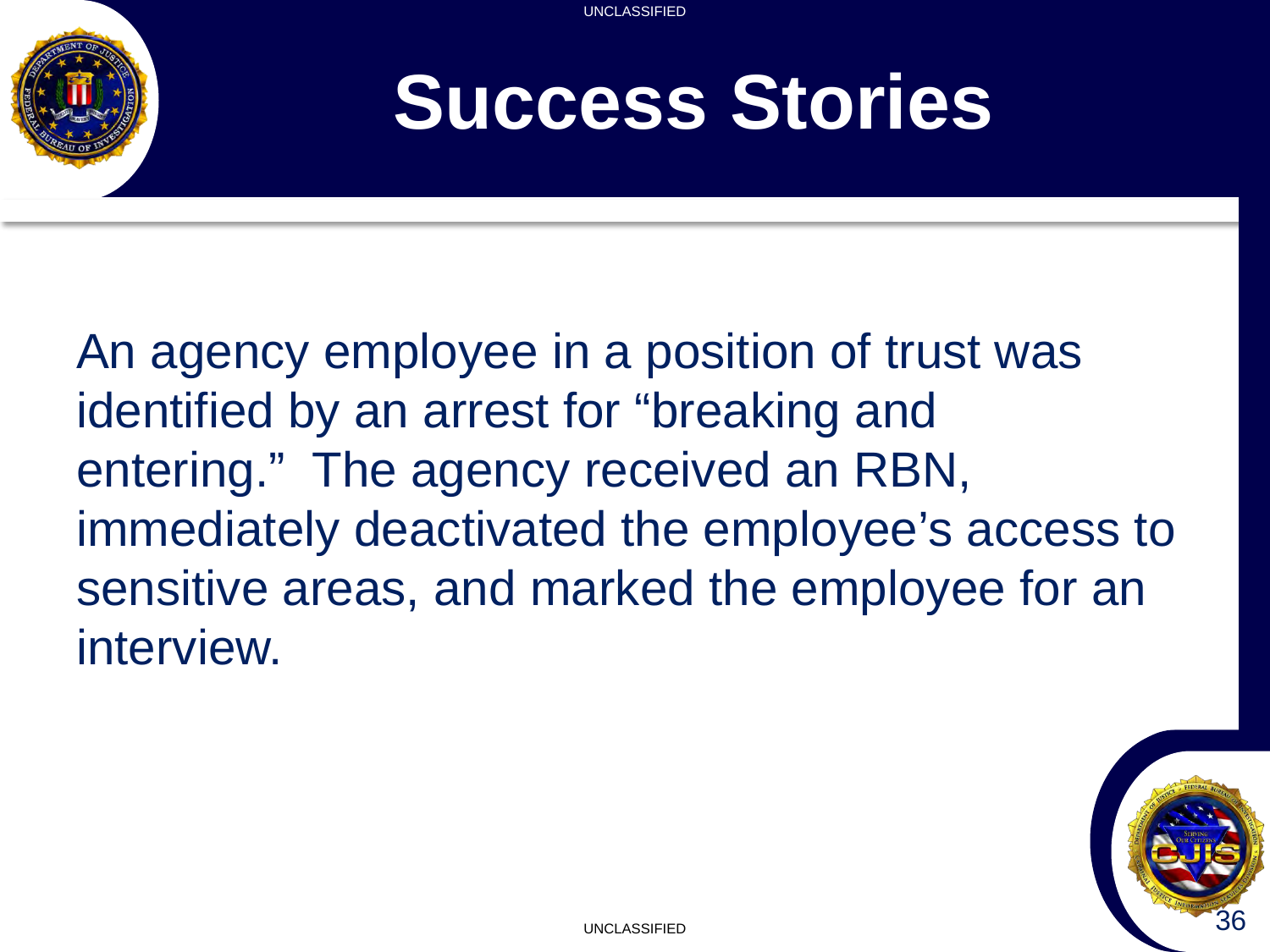# Success Stories

An agency employee in a position of trust was identified by an arrest for "breaking and entering." The agency received an RBN, immediately deactivated the employee's access to sensitive areas, and marked the employee for an interview.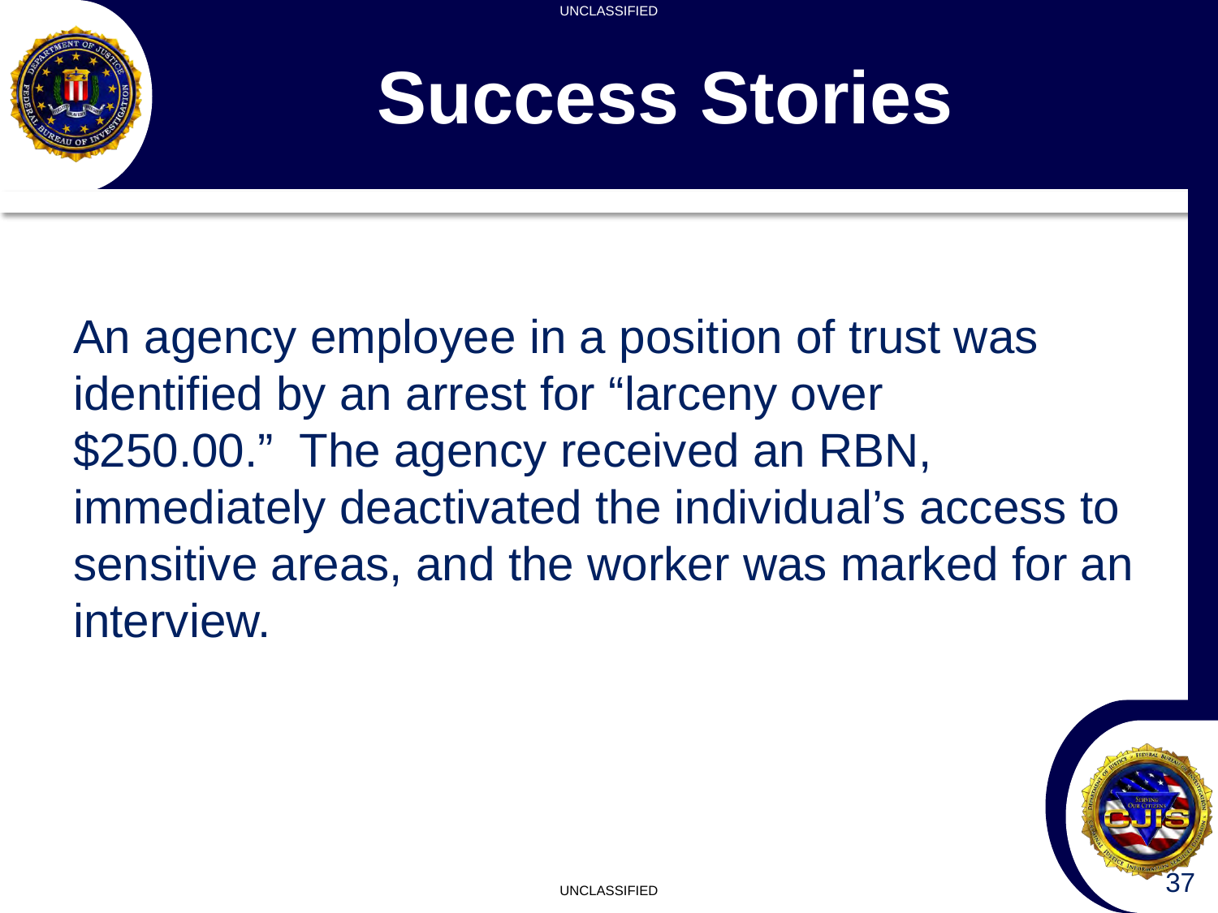# Success Stories

An agency employee in a position of trust was identified by an arrest for "larceny over $250.00." The agency received an RBN, immediately deactivated the individual's access to sensitive areas, and the worker was marked for an interview.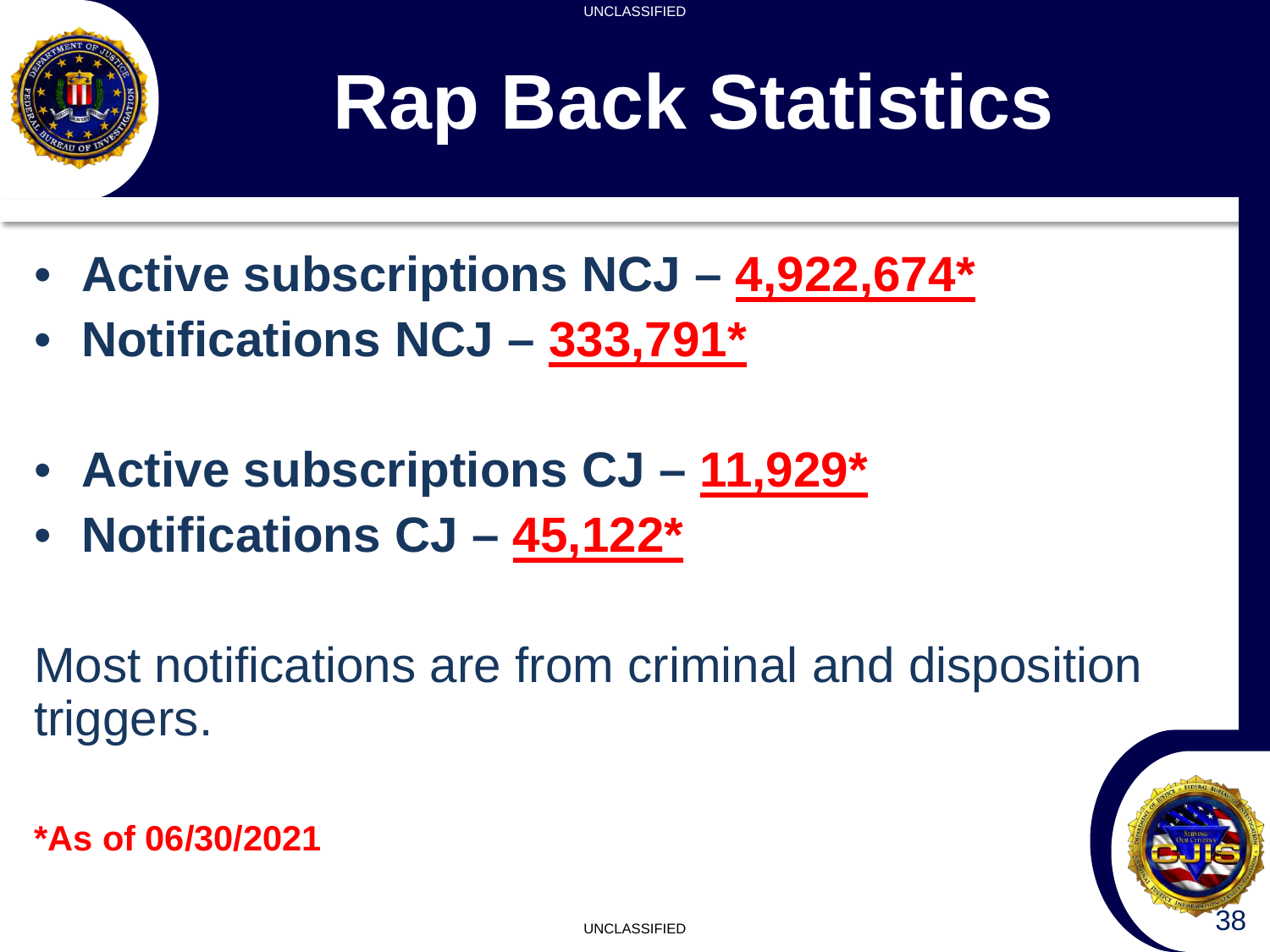# Rap Back Statistics

- **Active subscriptions NCJ – 4,922,674***
- **Notifications NCJ – 333,791***

- **Active subscriptions CJ – 11,929***
- **Notifications CJ – 45,122***

Most notifications are from criminal and disposition triggers.

***As of 06/30/2021**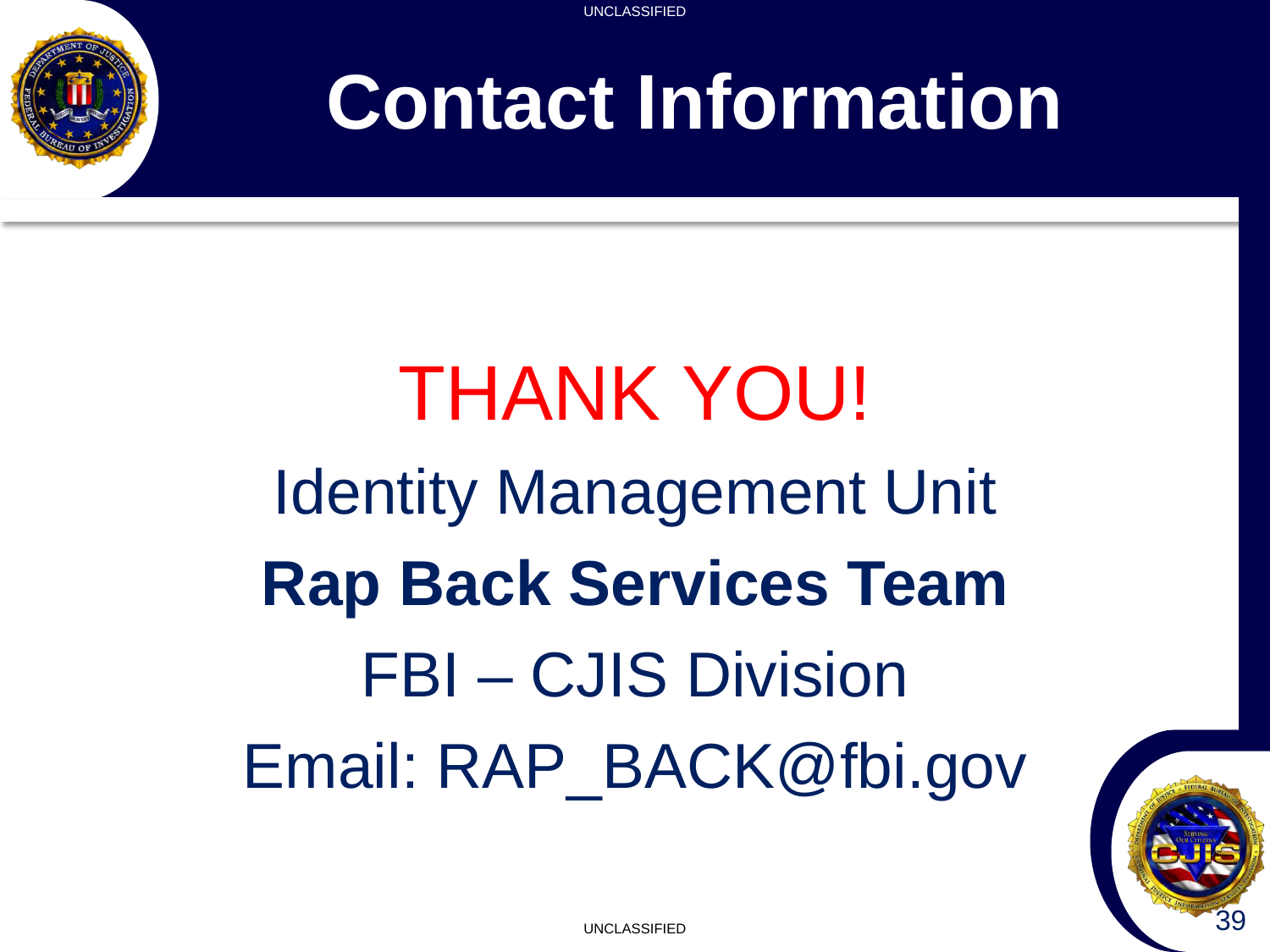# Contact Information

THANK YOU!

Identity Management Unit

**Rap Back Services Team**

FBI – CJIS Division

Email: RAP_BACK@fbi.gov